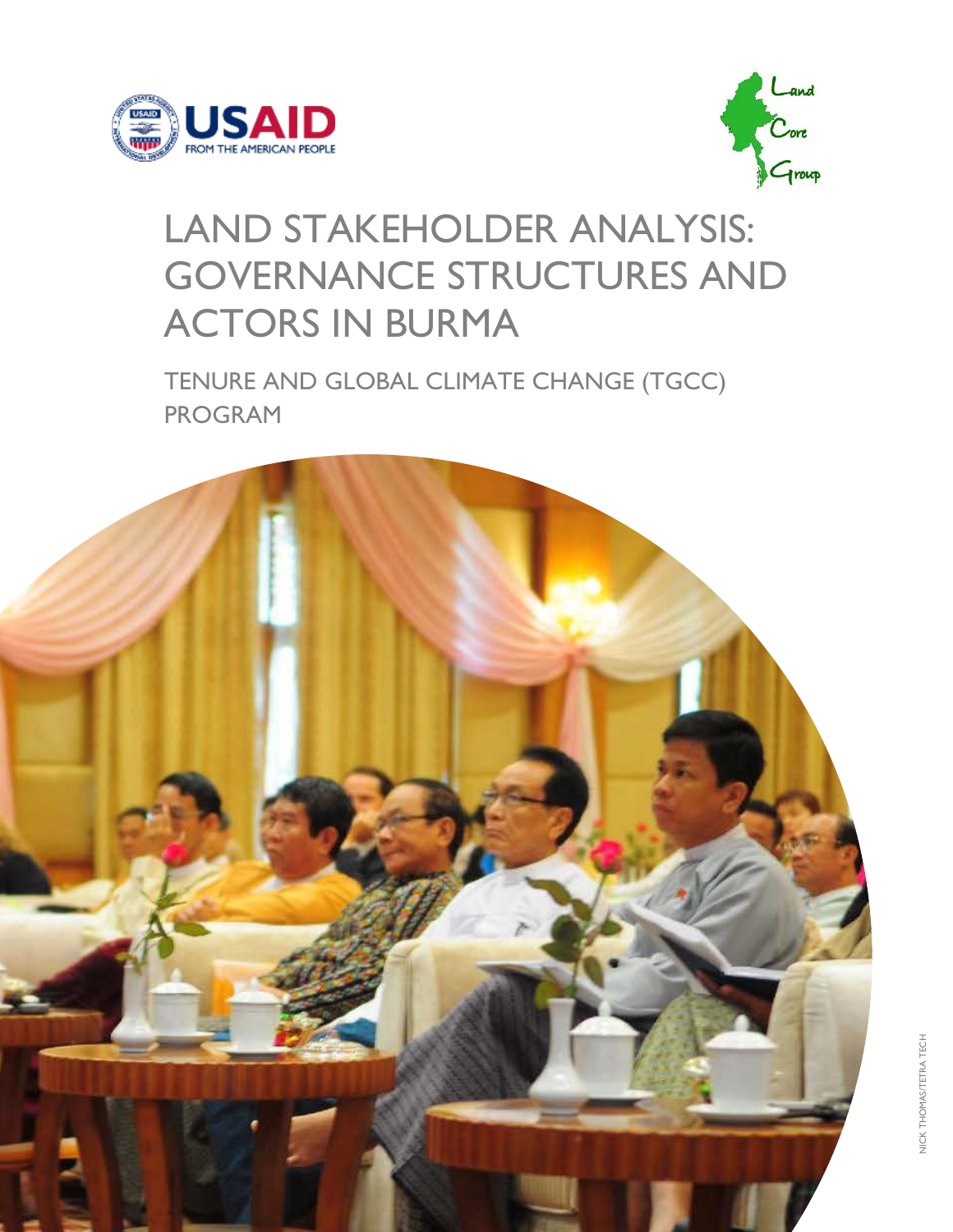# LAND STAKEHOLDER ANALYSIS: GOVERNANCE STRUCTURES AND ACTORS IN BURMA

## TENURE AND GLOBAL CLIMATE CHANGE (TGCC) PROGRAM

NICK THOMAS/TETRA TECH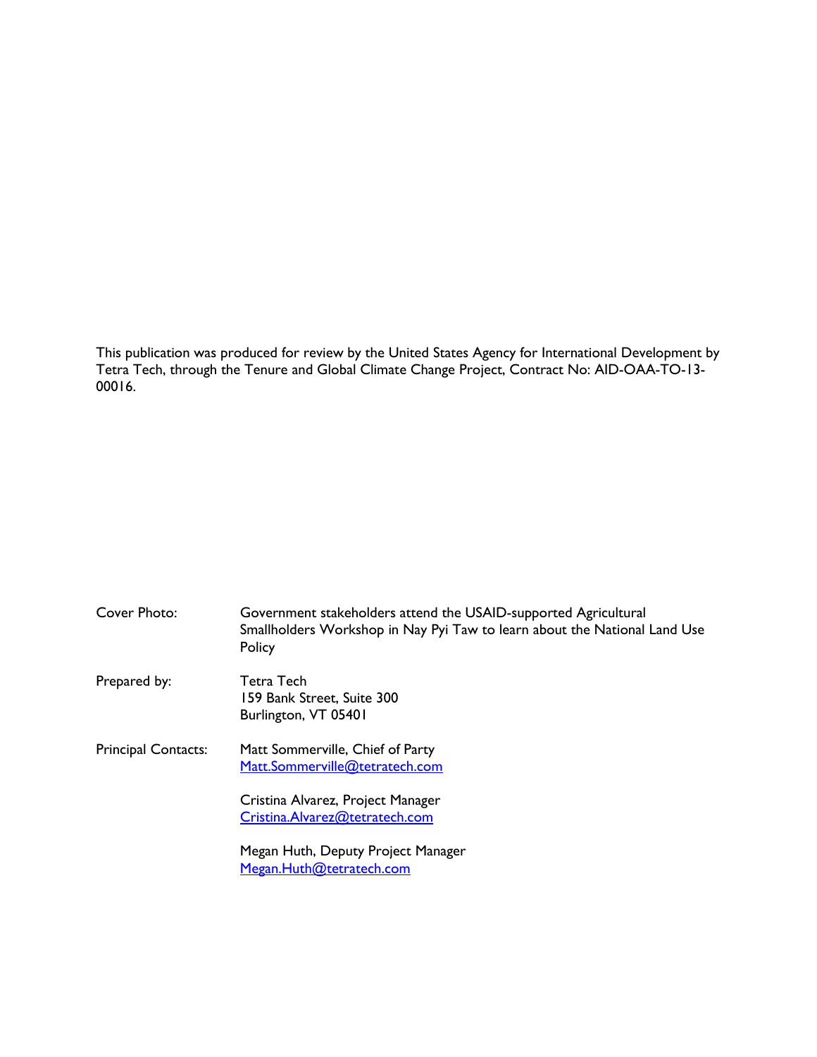This publication was produced for review by the United States Agency for International Development by Tetra Tech, through the Tenure and Global Climate Change Project, Contract No: AID-OAA-TO-13-00016.

| | |
|---|---|
| Cover Photo: | Government stakeholders attend the USAID-supported Agricultural Smallholders Workshop in Nay Pyi Taw to learn about the National Land Use Policy |
| Prepared by: | Tetra Tech<br>159 Bank Street, Suite 300<br>Burlington, VT 05401 |
| Principal Contacts: | Matt Sommerville, Chief of Party<br>Matt.Sommerville@tetratech.com<br><br>Cristina Alvarez, Project Manager<br>Cristina.Alvarez@tetratech.com<br><br>Megan Huth, Deputy Project Manager<br>Megan.Huth@tetratech.com |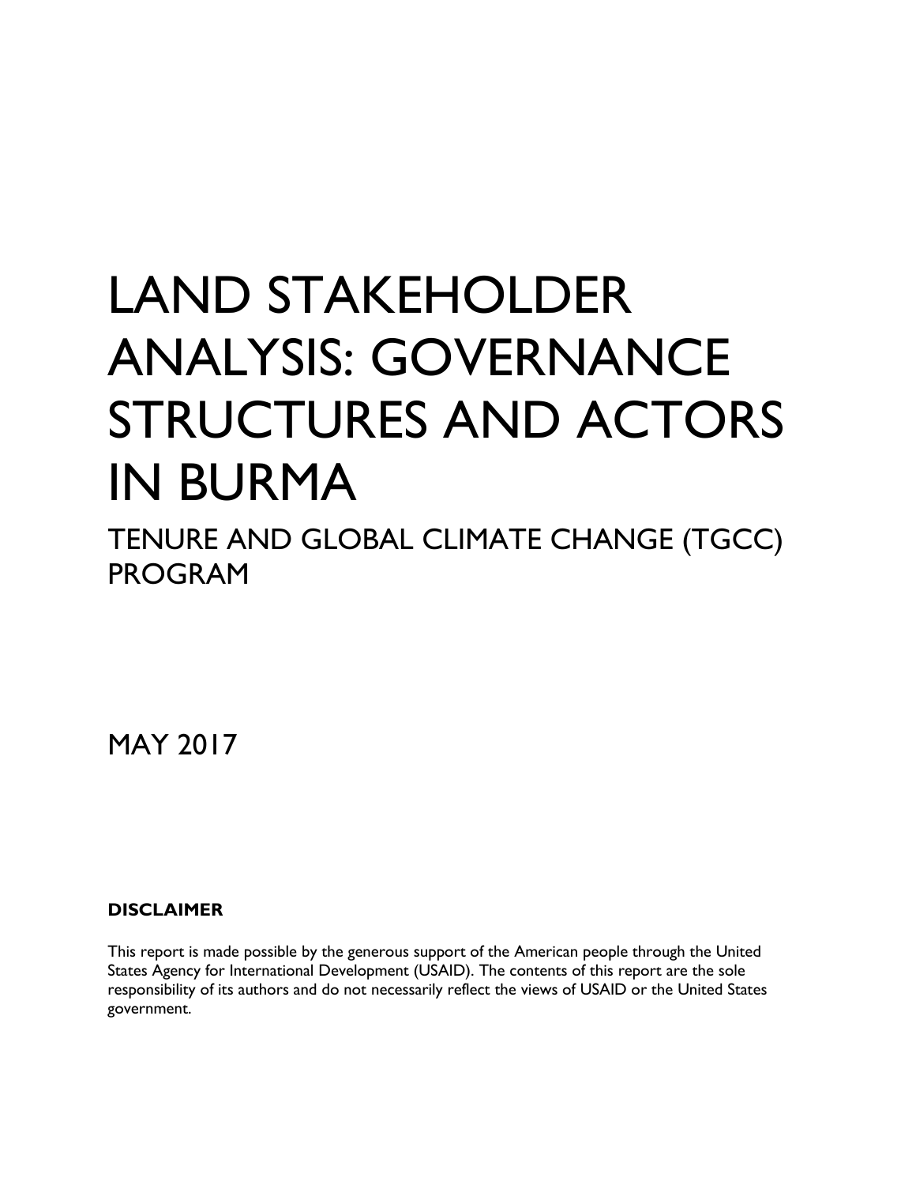# LAND STAKEHOLDER ANALYSIS: GOVERNANCE STRUCTURES AND ACTORS IN BURMA

## TENURE AND GLOBAL CLIMATE CHANGE (TGCC) PROGRAM

MAY 2017

**DISCLAIMER**

This report is made possible by the generous support of the American people through the United States Agency for International Development (USAID). The contents of this report are the sole responsibility of its authors and do not necessarily reflect the views of USAID or the United States government.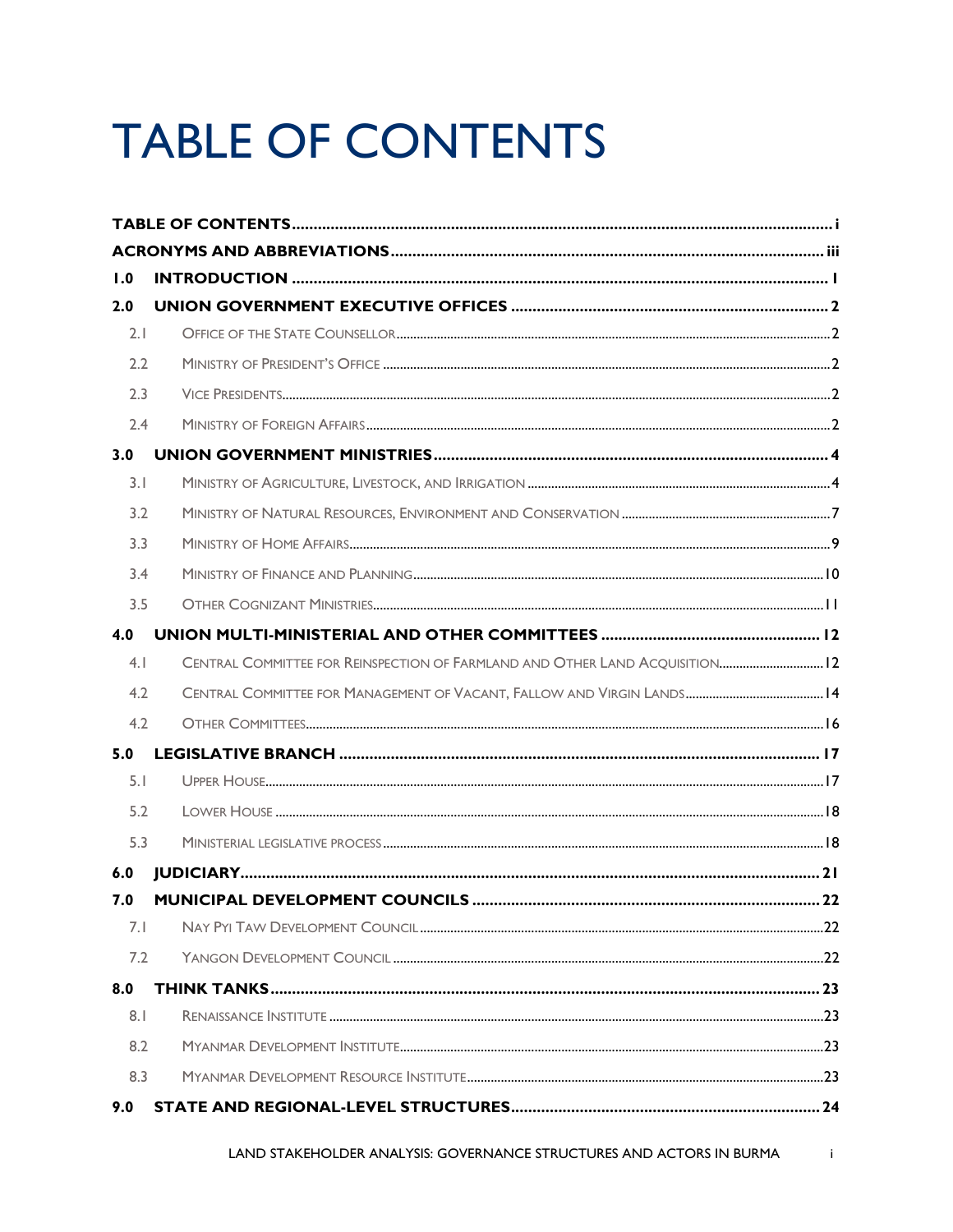# TABLE OF CONTENTS

**TABLE OF CONTENTS** ..... i

**ACRONYMS AND ABBREVIATIONS** ..... iii

**1.0 INTRODUCTION** ..... 1

**2.0 UNION GOVERNMENT EXECUTIVE OFFICES** ..... 2

- 2.1 Office of the State Counsellor ..... 2
- 2.2 Ministry of President's Office ..... 2
- 2.3 Vice Presidents ..... 2
- 2.4 Ministry of Foreign Affairs ..... 2

**3.0 UNION GOVERNMENT MINISTRIES** ..... 4

- 3.1 Ministry of Agriculture, Livestock, and Irrigation ..... 4
- 3.2 Ministry of Natural Resources, Environment and Conservation ..... 7
- 3.3 Ministry of Home Affairs ..... 9
- 3.4 Ministry of Finance and Planning ..... 10
- 3.5 Other Cognizant Ministries ..... 11

**4.0 UNION MULTI-MINISTERIAL AND OTHER COMMITTEES** ..... 12

- 4.1 Central Committee for Reinspection of Farmland and Other Land Acquisition ..... 12
- 4.2 Central Committee for Management of Vacant, Fallow and Virgin Lands ..... 14
- 4.2 Other Committees ..... 16

**5.0 LEGISLATIVE BRANCH** ..... 17

- 5.1 Upper House ..... 17
- 5.2 Lower House ..... 18
- 5.3 Ministerial legislative process ..... 18

**6.0 JUDICIARY** ..... 21

**7.0 MUNICIPAL DEVELOPMENT COUNCILS** ..... 22

- 7.1 Nay Pyi Taw Development Council ..... 22
- 7.2 Yangon Development Council ..... 22

**8.0 THINK TANKS** ..... 23

- 8.1 Renaissance Institute ..... 23
- 8.2 Myanmar Development Institute ..... 23
- 8.3 Myanmar Development Resource Institute ..... 23

**9.0 STATE AND REGIONAL-LEVEL STRUCTURES** ..... 24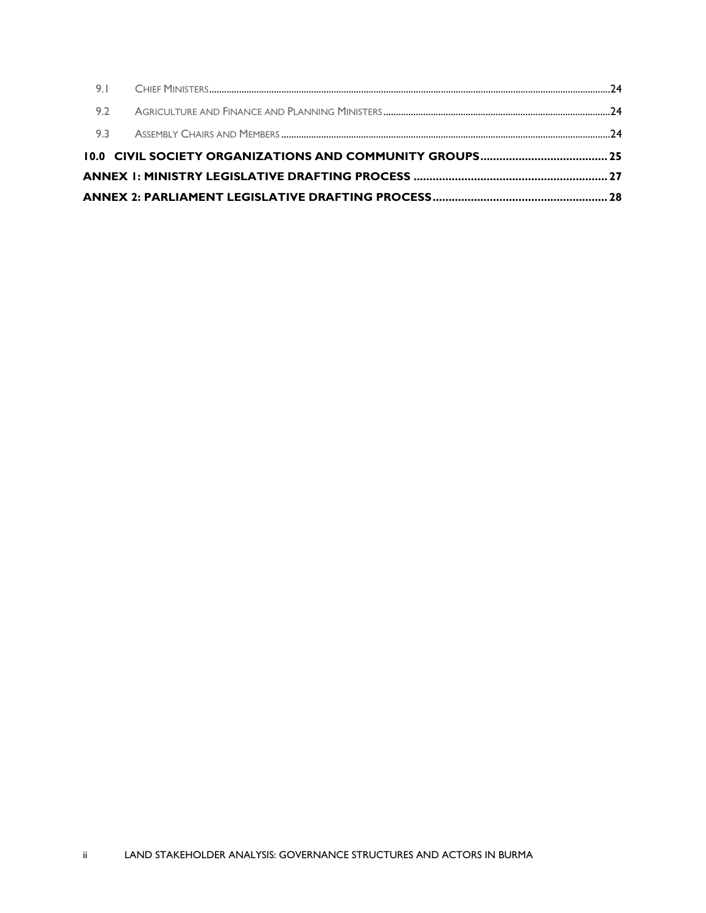9.1 CHIEF MINISTERS......24

9.2 AGRICULTURE AND FINANCE AND PLANNING MINISTERS......24

9.3 ASSEMBLY CHAIRS AND MEMBERS......24

**10.0 CIVIL SOCIETY ORGANIZATIONS AND COMMUNITY GROUPS......25**

**ANNEX 1: MINISTRY LEGISLATIVE DRAFTING PROCESS......27**

**ANNEX 2: PARLIAMENT LEGISLATIVE DRAFTING PROCESS......28**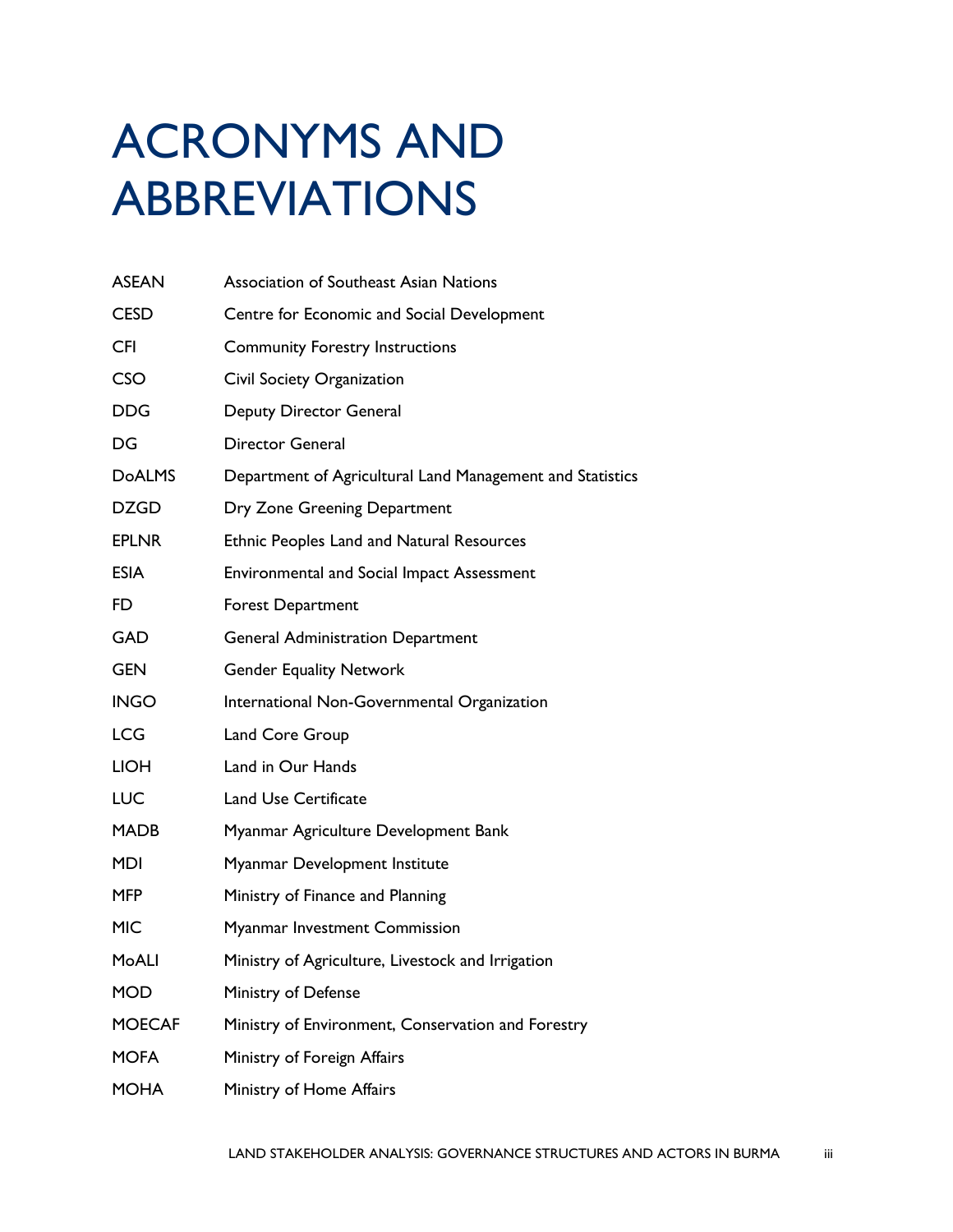# ACRONYMS AND ABBREVIATIONS

| | |
|---|---|
| ASEAN | Association of Southeast Asian Nations |
| CESD | Centre for Economic and Social Development |
| CFI | Community Forestry Instructions |
| CSO | Civil Society Organization |
| DDG | Deputy Director General |
| DG | Director General |
| DoALMS | Department of Agricultural Land Management and Statistics |
| DZGD | Dry Zone Greening Department |
| EPLNR | Ethnic Peoples Land and Natural Resources |
| ESIA | Environmental and Social Impact Assessment |
| FD | Forest Department |
| GAD | General Administration Department |
| GEN | Gender Equality Network |
| INGO | International Non-Governmental Organization |
| LCG | Land Core Group |
| LIOH | Land in Our Hands |
| LUC | Land Use Certificate |
| MADB | Myanmar Agriculture Development Bank |
| MDI | Myanmar Development Institute |
| MFP | Ministry of Finance and Planning |
| MIC | Myanmar Investment Commission |
| MoALI | Ministry of Agriculture, Livestock and Irrigation |
| MOD | Ministry of Defense |
| MOECAF | Ministry of Environment, Conservation and Forestry |
| MOFA | Ministry of Foreign Affairs |
| MOHA | Ministry of Home Affairs |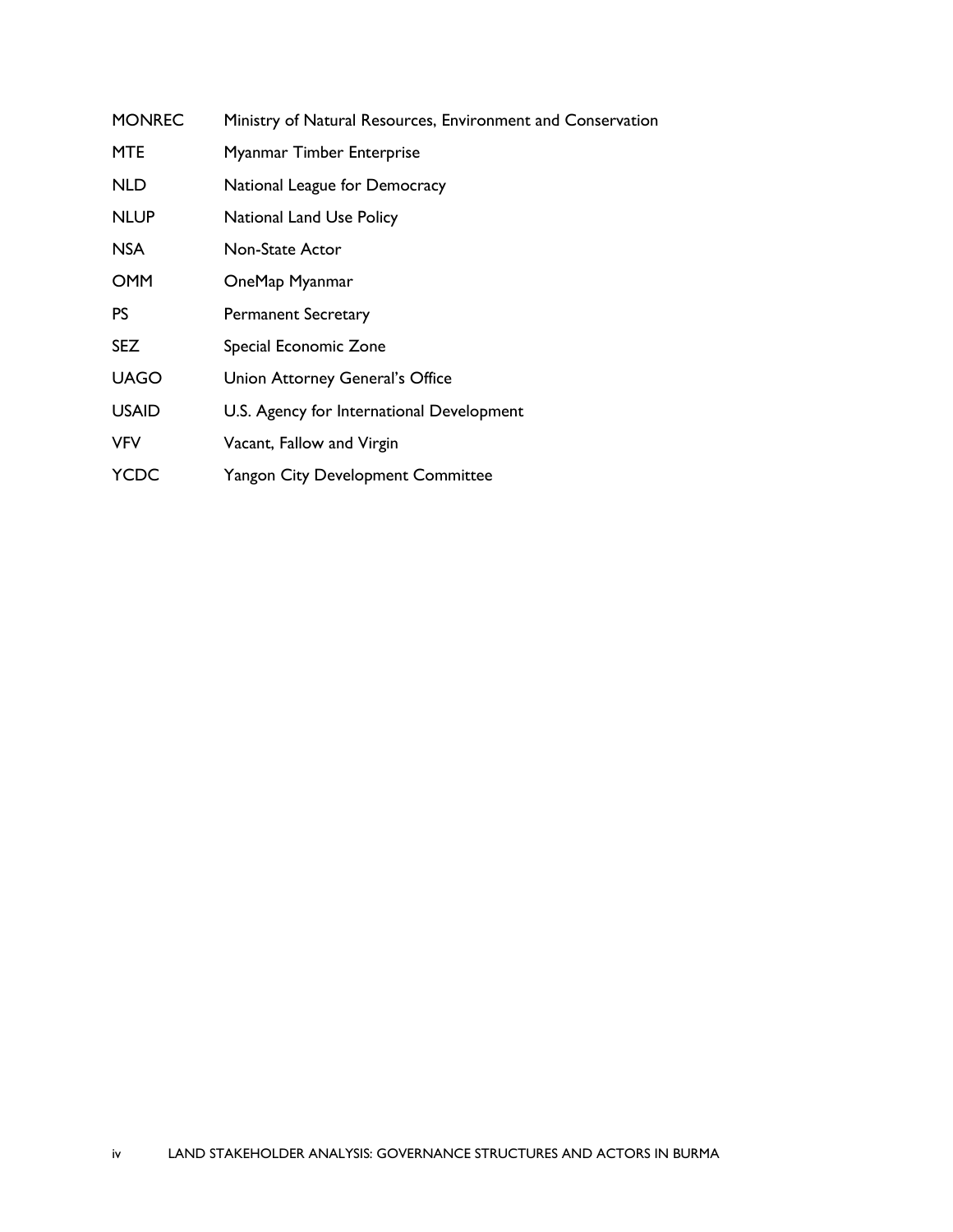| | |
|---|---|
| MONREC | Ministry of Natural Resources, Environment and Conservation |
| MTE | Myanmar Timber Enterprise |
| NLD | National League for Democracy |
| NLUP | National Land Use Policy |
| NSA | Non-State Actor |
| OMM | OneMap Myanmar |
| PS | Permanent Secretary |
| SEZ | Special Economic Zone |
| UAGO | Union Attorney General's Office |
| USAID | U.S. Agency for International Development |
| VFV | Vacant, Fallow and Virgin |
| YCDC | Yangon City Development Committee |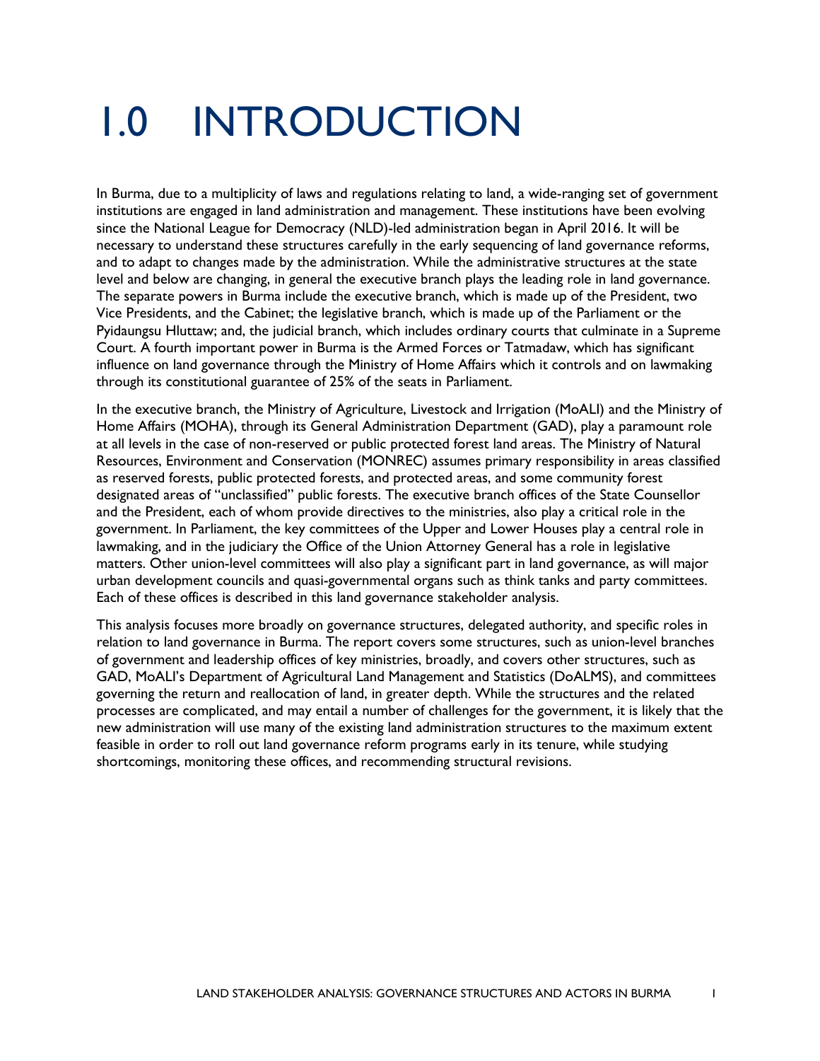# 1.0 INTRODUCTION

In Burma, due to a multiplicity of laws and regulations relating to land, a wide-ranging set of government institutions are engaged in land administration and management. These institutions have been evolving since the National League for Democracy (NLD)-led administration began in April 2016. It will be necessary to understand these structures carefully in the early sequencing of land governance reforms, and to adapt to changes made by the administration. While the administrative structures at the state level and below are changing, in general the executive branch plays the leading role in land governance. The separate powers in Burma include the executive branch, which is made up of the President, two Vice Presidents, and the Cabinet; the legislative branch, which is made up of the Parliament or the Pyidaungsu Hluttaw; and, the judicial branch, which includes ordinary courts that culminate in a Supreme Court. A fourth important power in Burma is the Armed Forces or Tatmadaw, which has significant influence on land governance through the Ministry of Home Affairs which it controls and on lawmaking through its constitutional guarantee of 25% of the seats in Parliament.

In the executive branch, the Ministry of Agriculture, Livestock and Irrigation (MoALI) and the Ministry of Home Affairs (MOHA), through its General Administration Department (GAD), play a paramount role at all levels in the case of non-reserved or public protected forest land areas. The Ministry of Natural Resources, Environment and Conservation (MONREC) assumes primary responsibility in areas classified as reserved forests, public protected forests, and protected areas, and some community forest designated areas of "unclassified" public forests. The executive branch offices of the State Counsellor and the President, each of whom provide directives to the ministries, also play a critical role in the government. In Parliament, the key committees of the Upper and Lower Houses play a central role in lawmaking, and in the judiciary the Office of the Union Attorney General has a role in legislative matters. Other union-level committees will also play a significant part in land governance, as will major urban development councils and quasi-governmental organs such as think tanks and party committees. Each of these offices is described in this land governance stakeholder analysis.

This analysis focuses more broadly on governance structures, delegated authority, and specific roles in relation to land governance in Burma. The report covers some structures, such as union-level branches of government and leadership offices of key ministries, broadly, and covers other structures, such as GAD, MoALI's Department of Agricultural Land Management and Statistics (DoALMS), and committees governing the return and reallocation of land, in greater depth. While the structures and the related processes are complicated, and may entail a number of challenges for the government, it is likely that the new administration will use many of the existing land administration structures to the maximum extent feasible in order to roll out land governance reform programs early in its tenure, while studying shortcomings, monitoring these offices, and recommending structural revisions.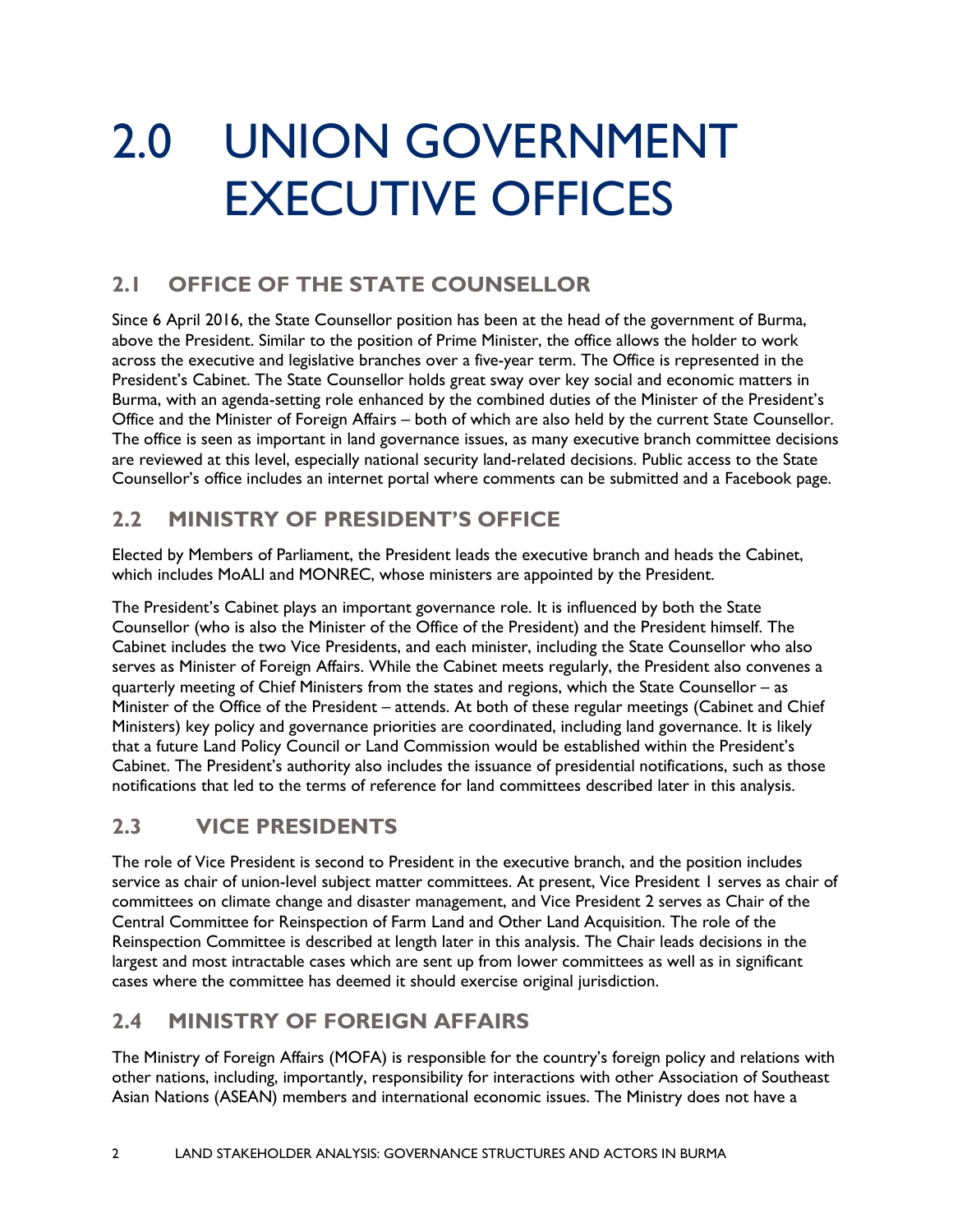# 2.0 UNION GOVERNMENT EXECUTIVE OFFICES

## 2.1 OFFICE OF THE STATE COUNSELLOR

Since 6 April 2016, the State Counsellor position has been at the head of the government of Burma, above the President. Similar to the position of Prime Minister, the office allows the holder to work across the executive and legislative branches over a five-year term. The Office is represented in the President's Cabinet. The State Counsellor holds great sway over key social and economic matters in Burma, with an agenda-setting role enhanced by the combined duties of the Minister of the President's Office and the Minister of Foreign Affairs – both of which are also held by the current State Counsellor. The office is seen as important in land governance issues, as many executive branch committee decisions are reviewed at this level, especially national security land-related decisions. Public access to the State Counsellor's office includes an internet portal where comments can be submitted and a Facebook page.

## 2.2 MINISTRY OF PRESIDENT'S OFFICE

Elected by Members of Parliament, the President leads the executive branch and heads the Cabinet, which includes MoALI and MONREC, whose ministers are appointed by the President.

The President's Cabinet plays an important governance role. It is influenced by both the State Counsellor (who is also the Minister of the Office of the President) and the President himself. The Cabinet includes the two Vice Presidents, and each minister, including the State Counsellor who also serves as Minister of Foreign Affairs. While the Cabinet meets regularly, the President also convenes a quarterly meeting of Chief Ministers from the states and regions, which the State Counsellor – as Minister of the Office of the President – attends. At both of these regular meetings (Cabinet and Chief Ministers) key policy and governance priorities are coordinated, including land governance. It is likely that a future Land Policy Council or Land Commission would be established within the President's Cabinet. The President's authority also includes the issuance of presidential notifications, such as those notifications that led to the terms of reference for land committees described later in this analysis.

## 2.3 VICE PRESIDENTS

The role of Vice President is second to President in the executive branch, and the position includes service as chair of union-level subject matter committees. At present, Vice President 1 serves as chair of committees on climate change and disaster management, and Vice President 2 serves as Chair of the Central Committee for Reinspection of Farm Land and Other Land Acquisition. The role of the Reinspection Committee is described at length later in this analysis. The Chair leads decisions in the largest and most intractable cases which are sent up from lower committees as well as in significant cases where the committee has deemed it should exercise original jurisdiction.

## 2.4 MINISTRY OF FOREIGN AFFAIRS

The Ministry of Foreign Affairs (MOFA) is responsible for the country's foreign policy and relations with other nations, including, importantly, responsibility for interactions with other Association of Southeast Asian Nations (ASEAN) members and international economic issues. The Ministry does not have a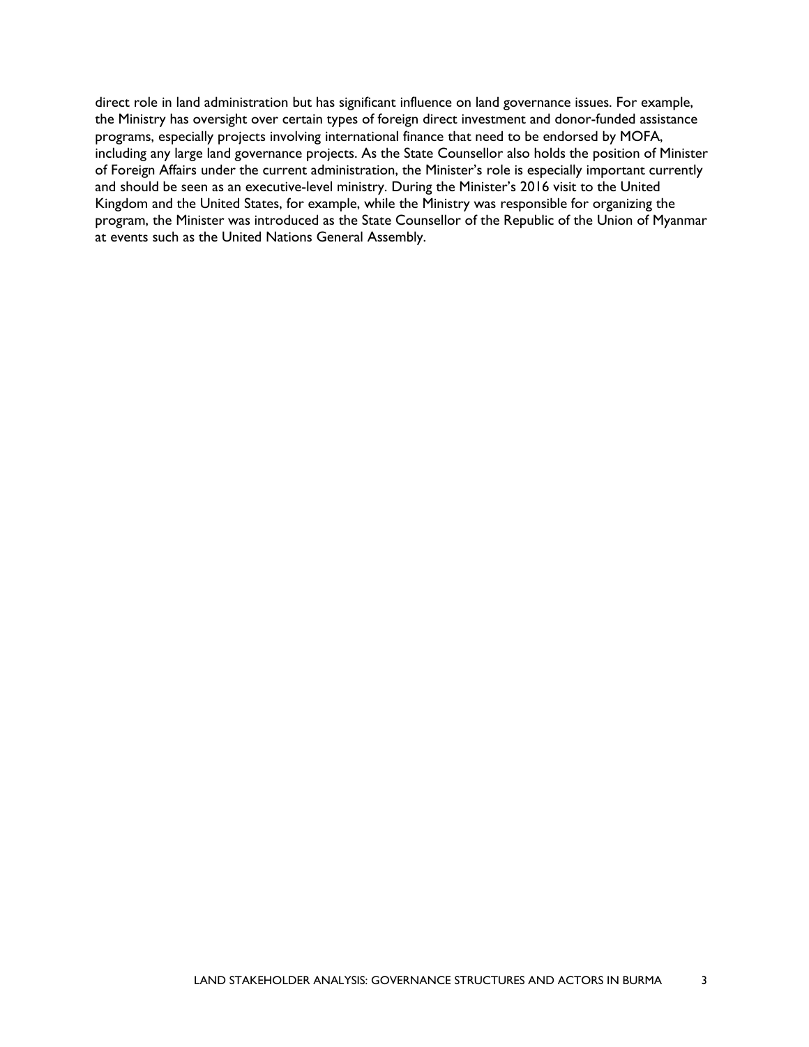direct role in land administration but has significant influence on land governance issues. For example, the Ministry has oversight over certain types of foreign direct investment and donor-funded assistance programs, especially projects involving international finance that need to be endorsed by MOFA, including any large land governance projects. As the State Counsellor also holds the position of Minister of Foreign Affairs under the current administration, the Minister's role is especially important currently and should be seen as an executive-level ministry. During the Minister's 2016 visit to the United Kingdom and the United States, for example, while the Ministry was responsible for organizing the program, the Minister was introduced as the State Counsellor of the Republic of the Union of Myanmar at events such as the United Nations General Assembly.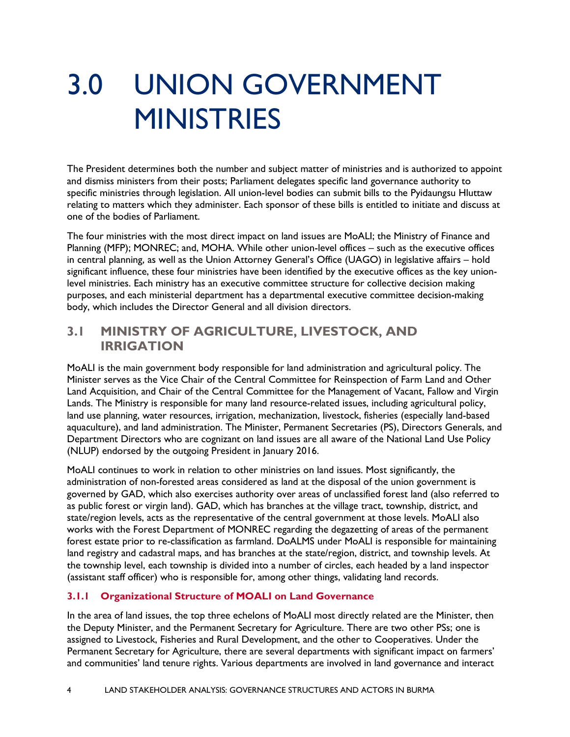# 3.0 UNION GOVERNMENT MINISTRIES

The President determines both the number and subject matter of ministries and is authorized to appoint and dismiss ministers from their posts; Parliament delegates specific land governance authority to specific ministries through legislation. All union-level bodies can submit bills to the Pyidaungsu Hluttaw relating to matters which they administer. Each sponsor of these bills is entitled to initiate and discuss at one of the bodies of Parliament.

The four ministries with the most direct impact on land issues are MoALI; the Ministry of Finance and Planning (MFP); MONREC; and, MOHA. While other union-level offices – such as the executive offices in central planning, as well as the Union Attorney General's Office (UAGO) in legislative affairs – hold significant influence, these four ministries have been identified by the executive offices as the key union-level ministries. Each ministry has an executive committee structure for collective decision making purposes, and each ministerial department has a departmental executive committee decision-making body, which includes the Director General and all division directors.

## 3.1 MINISTRY OF AGRICULTURE, LIVESTOCK, AND IRRIGATION

MoALI is the main government body responsible for land administration and agricultural policy. The Minister serves as the Vice Chair of the Central Committee for Reinspection of Farm Land and Other Land Acquisition, and Chair of the Central Committee for the Management of Vacant, Fallow and Virgin Lands. The Ministry is responsible for many land resource-related issues, including agricultural policy, land use planning, water resources, irrigation, mechanization, livestock, fisheries (especially land-based aquaculture), and land administration. The Minister, Permanent Secretaries (PS), Directors Generals, and Department Directors who are cognizant on land issues are all aware of the National Land Use Policy (NLUP) endorsed by the outgoing President in January 2016.

MoALI continues to work in relation to other ministries on land issues. Most significantly, the administration of non-forested areas considered as land at the disposal of the union government is governed by GAD, which also exercises authority over areas of unclassified forest land (also referred to as public forest or virgin land). GAD, which has branches at the village tract, township, district, and state/region levels, acts as the representative of the central government at those levels. MoALI also works with the Forest Department of MONREC regarding the degazetting of areas of the permanent forest estate prior to re-classification as farmland. DoALMS under MoALI is responsible for maintaining land registry and cadastral maps, and has branches at the state/region, district, and township levels. At the township level, each township is divided into a number of circles, each headed by a land inspector (assistant staff officer) who is responsible for, among other things, validating land records.

### 3.1.1 Organizational Structure of MOALI on Land Governance

In the area of land issues, the top three echelons of MoALI most directly related are the Minister, then the Deputy Minister, and the Permanent Secretary for Agriculture. There are two other PSs; one is assigned to Livestock, Fisheries and Rural Development, and the other to Cooperatives. Under the Permanent Secretary for Agriculture, there are several departments with significant impact on farmers' and communities' land tenure rights. Various departments are involved in land governance and interact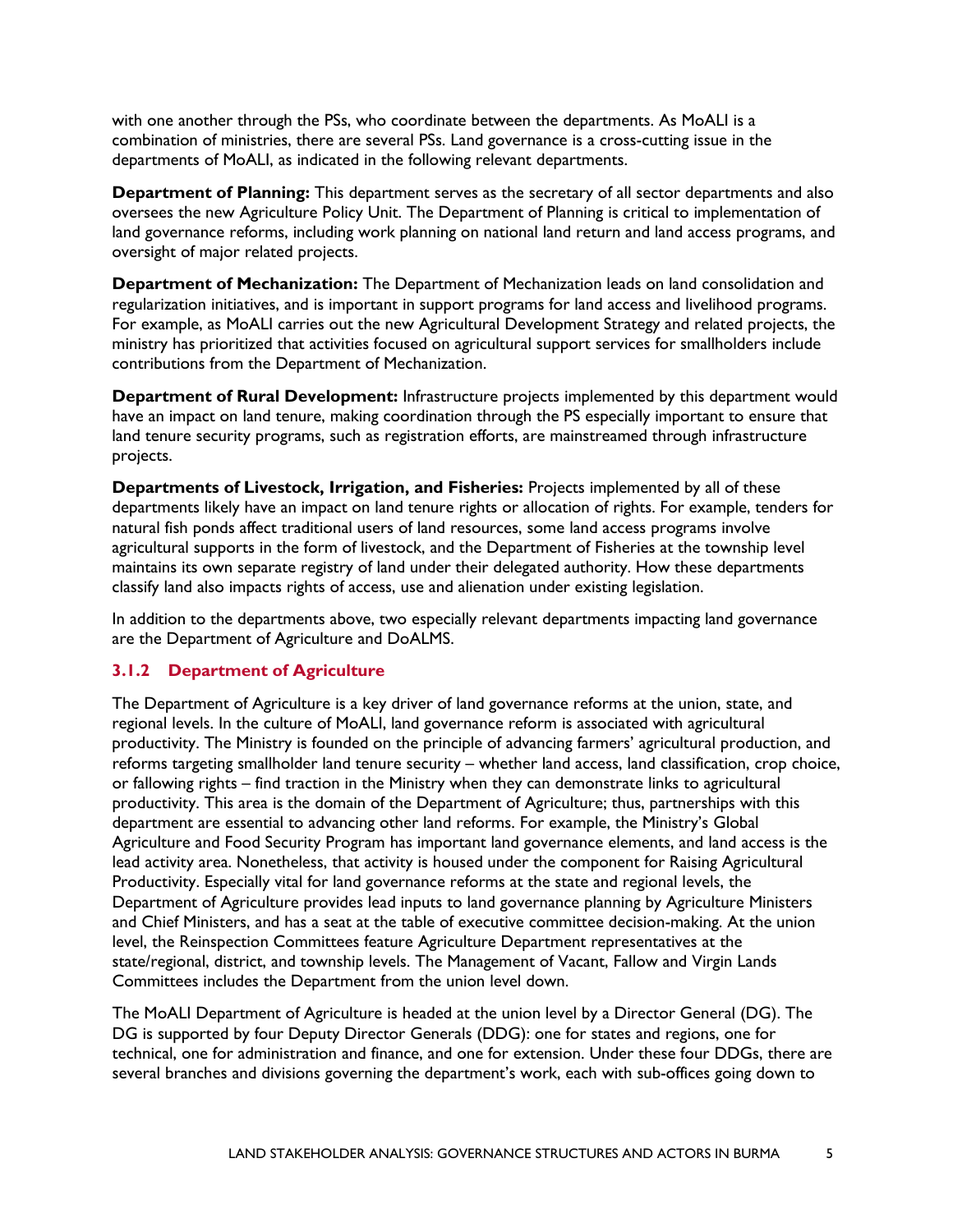with one another through the PSs, who coordinate between the departments. As MoALI is a combination of ministries, there are several PSs. Land governance is a cross-cutting issue in the departments of MoALI, as indicated in the following relevant departments.

**Department of Planning:** This department serves as the secretary of all sector departments and also oversees the new Agriculture Policy Unit. The Department of Planning is critical to implementation of land governance reforms, including work planning on national land return and land access programs, and oversight of major related projects.

**Department of Mechanization:** The Department of Mechanization leads on land consolidation and regularization initiatives, and is important in support programs for land access and livelihood programs. For example, as MoALI carries out the new Agricultural Development Strategy and related projects, the ministry has prioritized that activities focused on agricultural support services for smallholders include contributions from the Department of Mechanization.

**Department of Rural Development:** Infrastructure projects implemented by this department would have an impact on land tenure, making coordination through the PS especially important to ensure that land tenure security programs, such as registration efforts, are mainstreamed through infrastructure projects.

**Departments of Livestock, Irrigation, and Fisheries:** Projects implemented by all of these departments likely have an impact on land tenure rights or allocation of rights. For example, tenders for natural fish ponds affect traditional users of land resources, some land access programs involve agricultural supports in the form of livestock, and the Department of Fisheries at the township level maintains its own separate registry of land under their delegated authority. How these departments classify land also impacts rights of access, use and alienation under existing legislation.

In addition to the departments above, two especially relevant departments impacting land governance are the Department of Agriculture and DoALMS.

### 3.1.2 Department of Agriculture

The Department of Agriculture is a key driver of land governance reforms at the union, state, and regional levels. In the culture of MoALI, land governance reform is associated with agricultural productivity. The Ministry is founded on the principle of advancing farmers' agricultural production, and reforms targeting smallholder land tenure security – whether land access, land classification, crop choice, or fallowing rights – find traction in the Ministry when they can demonstrate links to agricultural productivity. This area is the domain of the Department of Agriculture; thus, partnerships with this department are essential to advancing other land reforms. For example, the Ministry's Global Agriculture and Food Security Program has important land governance elements, and land access is the lead activity area. Nonetheless, that activity is housed under the component for Raising Agricultural Productivity. Especially vital for land governance reforms at the state and regional levels, the Department of Agriculture provides lead inputs to land governance planning by Agriculture Ministers and Chief Ministers, and has a seat at the table of executive committee decision-making. At the union level, the Reinspection Committees feature Agriculture Department representatives at the state/regional, district, and township levels. The Management of Vacant, Fallow and Virgin Lands Committees includes the Department from the union level down.

The MoALI Department of Agriculture is headed at the union level by a Director General (DG). The DG is supported by four Deputy Director Generals (DDG): one for states and regions, one for technical, one for administration and finance, and one for extension. Under these four DDGs, there are several branches and divisions governing the department's work, each with sub-offices going down to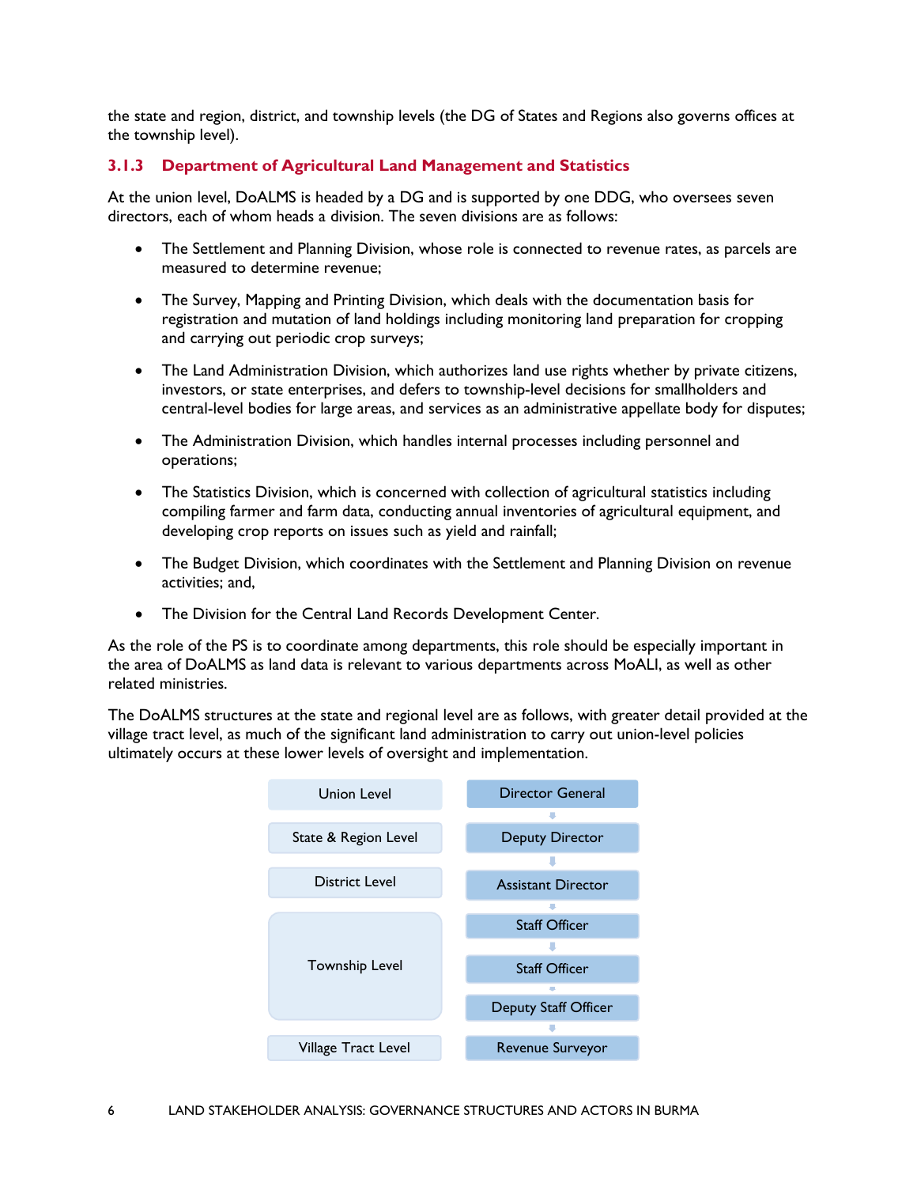the state and region, district, and township levels (the DG of States and Regions also governs offices at the township level).

### 3.1.3 Department of Agricultural Land Management and Statistics

At the union level, DoALMS is headed by a DG and is supported by one DDG, who oversees seven directors, each of whom heads a division. The seven divisions are as follows:

- The Settlement and Planning Division, whose role is connected to revenue rates, as parcels are measured to determine revenue;
- The Survey, Mapping and Printing Division, which deals with the documentation basis for registration and mutation of land holdings including monitoring land preparation for cropping and carrying out periodic crop surveys;
- The Land Administration Division, which authorizes land use rights whether by private citizens, investors, or state enterprises, and defers to township-level decisions for smallholders and central-level bodies for large areas, and services as an administrative appellate body for disputes;
- The Administration Division, which handles internal processes including personnel and operations;
- The Statistics Division, which is concerned with collection of agricultural statistics including compiling farmer and farm data, conducting annual inventories of agricultural equipment, and developing crop reports on issues such as yield and rainfall;
- The Budget Division, which coordinates with the Settlement and Planning Division on revenue activities; and,
- The Division for the Central Land Records Development Center.

As the role of the PS is to coordinate among departments, this role should be especially important in the area of DoALMS as land data is relevant to various departments across MoALI, as well as other related ministries.

The DoALMS structures at the state and regional level are as follows, with greater detail provided at the village tract level, as much of the significant land administration to carry out union-level policies ultimately occurs at these lower levels of oversight and implementation.

| Level | Position |
|---|---|
| Union Level | Director General |
| State & Region Level | Deputy Director |
| District Level | Assistant Director |
| Township Level | Staff Officer |
| | Staff Officer |
| | Deputy Staff Officer |
| Village Tract Level | Revenue Surveyor |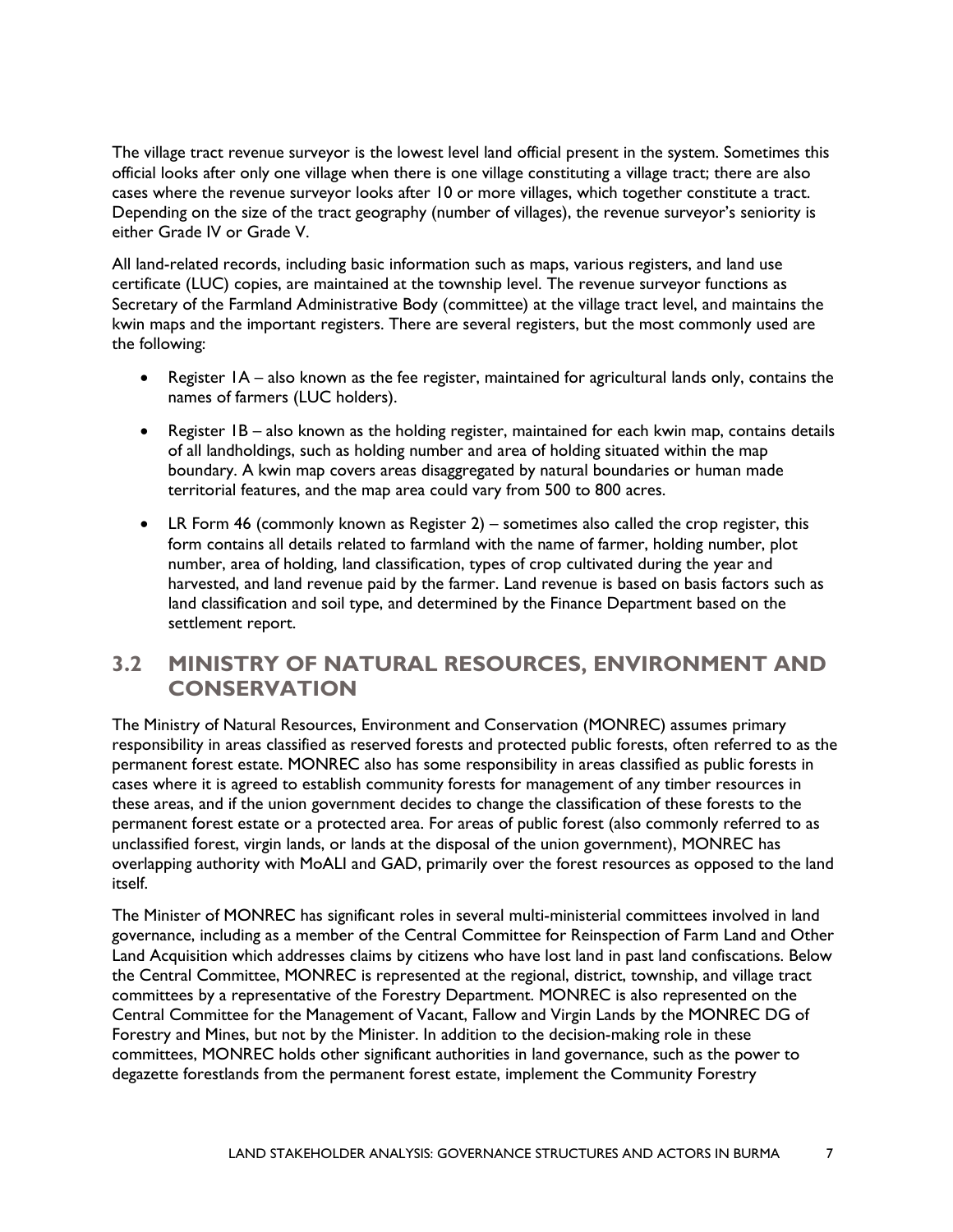The village tract revenue surveyor is the lowest level land official present in the system. Sometimes this official looks after only one village when there is one village constituting a village tract; there are also cases where the revenue surveyor looks after 10 or more villages, which together constitute a tract. Depending on the size of the tract geography (number of villages), the revenue surveyor's seniority is either Grade IV or Grade V.

All land-related records, including basic information such as maps, various registers, and land use certificate (LUC) copies, are maintained at the township level. The revenue surveyor functions as Secretary of the Farmland Administrative Body (committee) at the village tract level, and maintains the kwin maps and the important registers. There are several registers, but the most commonly used are the following:

- Register 1A – also known as the fee register, maintained for agricultural lands only, contains the names of farmers (LUC holders).
- Register 1B – also known as the holding register, maintained for each kwin map, contains details of all landholdings, such as holding number and area of holding situated within the map boundary. A kwin map covers areas disaggregated by natural boundaries or human made territorial features, and the map area could vary from 500 to 800 acres.
- LR Form 46 (commonly known as Register 2) – sometimes also called the crop register, this form contains all details related to farmland with the name of farmer, holding number, plot number, area of holding, land classification, types of crop cultivated during the year and harvested, and land revenue paid by the farmer. Land revenue is based on basis factors such as land classification and soil type, and determined by the Finance Department based on the settlement report.

## 3.2 MINISTRY OF NATURAL RESOURCES, ENVIRONMENT AND CONSERVATION

The Ministry of Natural Resources, Environment and Conservation (MONREC) assumes primary responsibility in areas classified as reserved forests and protected public forests, often referred to as the permanent forest estate. MONREC also has some responsibility in areas classified as public forests in cases where it is agreed to establish community forests for management of any timber resources in these areas, and if the union government decides to change the classification of these forests to the permanent forest estate or a protected area. For areas of public forest (also commonly referred to as unclassified forest, virgin lands, or lands at the disposal of the union government), MONREC has overlapping authority with MoALI and GAD, primarily over the forest resources as opposed to the land itself.

The Minister of MONREC has significant roles in several multi-ministerial committees involved in land governance, including as a member of the Central Committee for Reinspection of Farm Land and Other Land Acquisition which addresses claims by citizens who have lost land in past land confiscations. Below the Central Committee, MONREC is represented at the regional, district, township, and village tract committees by a representative of the Forestry Department. MONREC is also represented on the Central Committee for the Management of Vacant, Fallow and Virgin Lands by the MONREC DG of Forestry and Mines, but not by the Minister. In addition to the decision-making role in these committees, MONREC holds other significant authorities in land governance, such as the power to degazette forestlands from the permanent forest estate, implement the Community Forestry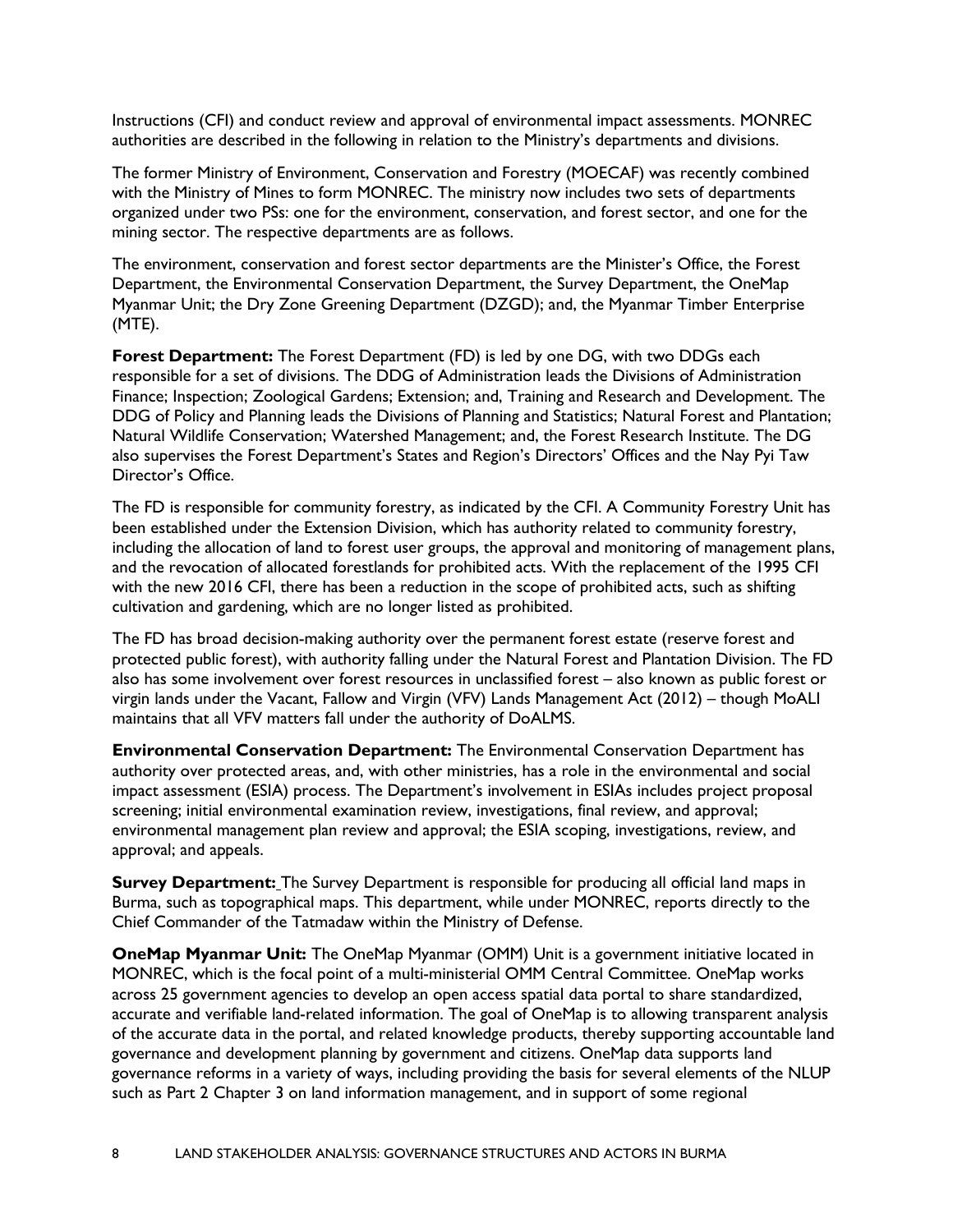Instructions (CFI) and conduct review and approval of environmental impact assessments. MONREC authorities are described in the following in relation to the Ministry's departments and divisions.

The former Ministry of Environment, Conservation and Forestry (MOECAF) was recently combined with the Ministry of Mines to form MONREC. The ministry now includes two sets of departments organized under two PSs: one for the environment, conservation, and forest sector, and one for the mining sector. The respective departments are as follows.

The environment, conservation and forest sector departments are the Minister's Office, the Forest Department, the Environmental Conservation Department, the Survey Department, the OneMap Myanmar Unit; the Dry Zone Greening Department (DZGD); and, the Myanmar Timber Enterprise (MTE).

**Forest Department:** The Forest Department (FD) is led by one DG, with two DDGs each responsible for a set of divisions. The DDG of Administration leads the Divisions of Administration Finance; Inspection; Zoological Gardens; Extension; and, Training and Research and Development. The DDG of Policy and Planning leads the Divisions of Planning and Statistics; Natural Forest and Plantation; Natural Wildlife Conservation; Watershed Management; and, the Forest Research Institute. The DG also supervises the Forest Department's States and Region's Directors' Offices and the Nay Pyi Taw Director's Office.

The FD is responsible for community forestry, as indicated by the CFI. A Community Forestry Unit has been established under the Extension Division, which has authority related to community forestry, including the allocation of land to forest user groups, the approval and monitoring of management plans, and the revocation of allocated forestlands for prohibited acts. With the replacement of the 1995 CFI with the new 2016 CFI, there has been a reduction in the scope of prohibited acts, such as shifting cultivation and gardening, which are no longer listed as prohibited.

The FD has broad decision-making authority over the permanent forest estate (reserve forest and protected public forest), with authority falling under the Natural Forest and Plantation Division. The FD also has some involvement over forest resources in unclassified forest – also known as public forest or virgin lands under the Vacant, Fallow and Virgin (VFV) Lands Management Act (2012) – though MoALI maintains that all VFV matters fall under the authority of DoALMS.

**Environmental Conservation Department:** The Environmental Conservation Department has authority over protected areas, and, with other ministries, has a role in the environmental and social impact assessment (ESIA) process. The Department's involvement in ESIAs includes project proposal screening; initial environmental examination review, investigations, final review, and approval; environmental management plan review and approval; the ESIA scoping, investigations, review, and approval; and appeals.

**Survey Department:** The Survey Department is responsible for producing all official land maps in Burma, such as topographical maps. This department, while under MONREC, reports directly to the Chief Commander of the Tatmadaw within the Ministry of Defense.

**OneMap Myanmar Unit:** The OneMap Myanmar (OMM) Unit is a government initiative located in MONREC, which is the focal point of a multi-ministerial OMM Central Committee. OneMap works across 25 government agencies to develop an open access spatial data portal to share standardized, accurate and verifiable land-related information. The goal of OneMap is to allowing transparent analysis of the accurate data in the portal, and related knowledge products, thereby supporting accountable land governance and development planning by government and citizens. OneMap data supports land governance reforms in a variety of ways, including providing the basis for several elements of the NLUP such as Part 2 Chapter 3 on land information management, and in support of some regional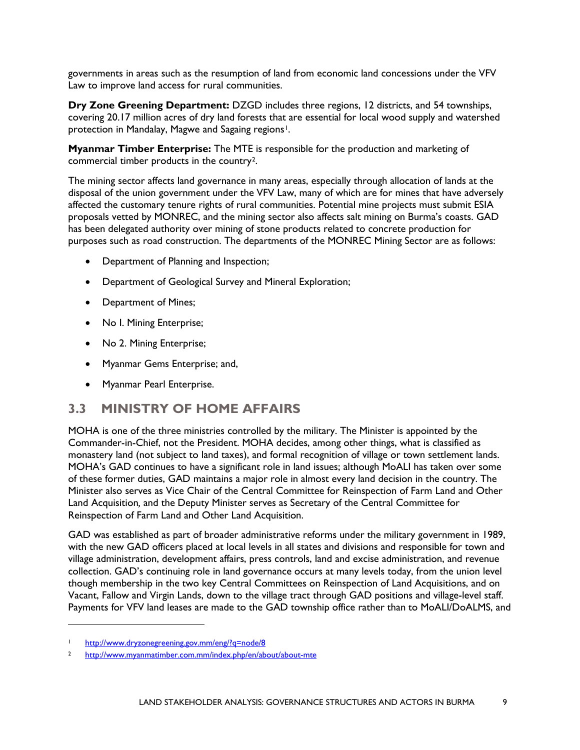governments in areas such as the resumption of land from economic land concessions under the VFV Law to improve land access for rural communities.

**Dry Zone Greening Department:** DZGD includes three regions, 12 districts, and 54 townships, covering 20.17 million acres of dry land forests that are essential for local wood supply and watershed protection in Mandalay, Magwe and Sagaing regions[1].

**Myanmar Timber Enterprise:** The MTE is responsible for the production and marketing of commercial timber products in the country[2].

The mining sector affects land governance in many areas, especially through allocation of lands at the disposal of the union government under the VFV Law, many of which are for mines that have adversely affected the customary tenure rights of rural communities. Potential mine projects must submit ESIA proposals vetted by MONREC, and the mining sector also affects salt mining on Burma's coasts. GAD has been delegated authority over mining of stone products related to concrete production for purposes such as road construction. The departments of the MONREC Mining Sector are as follows:

- Department of Planning and Inspection;
- Department of Geological Survey and Mineral Exploration;
- Department of Mines;
- No I. Mining Enterprise;
- No 2. Mining Enterprise;
- Myanmar Gems Enterprise; and,
- Myanmar Pearl Enterprise.

## 3.3 MINISTRY OF HOME AFFAIRS

MOHA is one of the three ministries controlled by the military. The Minister is appointed by the Commander-in-Chief, not the President. MOHA decides, among other things, what is classified as monastery land (not subject to land taxes), and formal recognition of village or town settlement lands. MOHA's GAD continues to have a significant role in land issues; although MoALI has taken over some of these former duties, GAD maintains a major role in almost every land decision in the country. The Minister also serves as Vice Chair of the Central Committee for Reinspection of Farm Land and Other Land Acquisition*,* and the Deputy Minister serves as Secretary of the Central Committee for Reinspection of Farm Land and Other Land Acquisition.

GAD was established as part of broader administrative reforms under the military government in 1989, with the new GAD officers placed at local levels in all states and divisions and responsible for town and village administration, development affairs, press controls, land and excise administration, and revenue collection. GAD's continuing role in land governance occurs at many levels today, from the union level though membership in the two key Central Committees on Reinspection of Land Acquisitions, and on Vacant, Fallow and Virgin Lands, down to the village tract through GAD positions and village-level staff. Payments for VFV land leases are made to the GAD township office rather than to MoALI/DoALMS, and

---

[1] http://www.dryzonegreening.gov.mm/eng/?q=node/8

[2] http://www.myanmatimber.com.mm/index.php/en/about/about-mte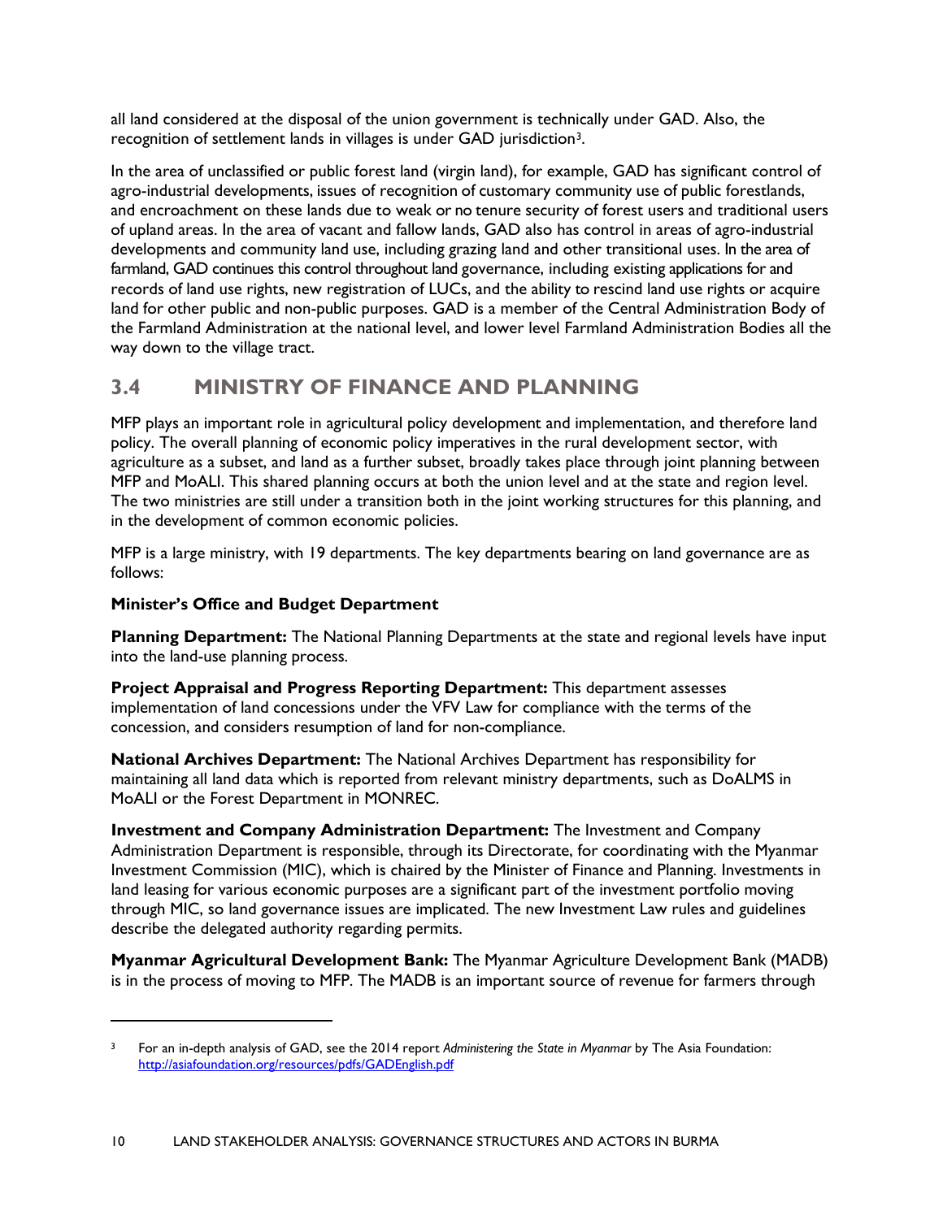all land considered at the disposal of the union government is technically under GAD. Also, the recognition of settlement lands in villages is under GAD jurisdiction[3].

In the area of unclassified or public forest land (virgin land), for example, GAD has significant control of agro-industrial developments, issues of recognition of customary community use of public forestlands, and encroachment on these lands due to weak or no tenure security of forest users and traditional users of upland areas. In the area of vacant and fallow lands, GAD also has control in areas of agro-industrial developments and community land use, including grazing land and other transitional uses. In the area of farmland, GAD continues this control throughout land governance, including existing applications for and records of land use rights, new registration of LUCs, and the ability to rescind land use rights or acquire land for other public and non-public purposes. GAD is a member of the Central Administration Body of the Farmland Administration at the national level, and lower level Farmland Administration Bodies all the way down to the village tract.

## 3.4 MINISTRY OF FINANCE AND PLANNING

MFP plays an important role in agricultural policy development and implementation, and therefore land policy. The overall planning of economic policy imperatives in the rural development sector, with agriculture as a subset, and land as a further subset, broadly takes place through joint planning between MFP and MoALI. This shared planning occurs at both the union level and at the state and region level. The two ministries are still under a transition both in the joint working structures for this planning, and in the development of common economic policies.

MFP is a large ministry, with 19 departments. The key departments bearing on land governance are as follows:

**Minister's Office and Budget Department**

**Planning Department:** The National Planning Departments at the state and regional levels have input into the land-use planning process.

**Project Appraisal and Progress Reporting Department:** This department assesses implementation of land concessions under the VFV Law for compliance with the terms of the concession, and considers resumption of land for non-compliance.

**National Archives Department:** The National Archives Department has responsibility for maintaining all land data which is reported from relevant ministry departments, such as DoALMS in MoALI or the Forest Department in MONREC.

**Investment and Company Administration Department:** The Investment and Company Administration Department is responsible, through its Directorate, for coordinating with the Myanmar Investment Commission (MIC), which is chaired by the Minister of Finance and Planning. Investments in land leasing for various economic purposes are a significant part of the investment portfolio moving through MIC, so land governance issues are implicated. The new Investment Law rules and guidelines describe the delegated authority regarding permits.

**Myanmar Agricultural Development Bank:** The Myanmar Agriculture Development Bank (MADB) is in the process of moving to MFP. The MADB is an important source of revenue for farmers through

[3] For an in-depth analysis of GAD, see the 2014 report *Administering the State in Myanmar* by The Asia Foundation: http://asiafoundation.org/resources/pdfs/GADEnglish.pdf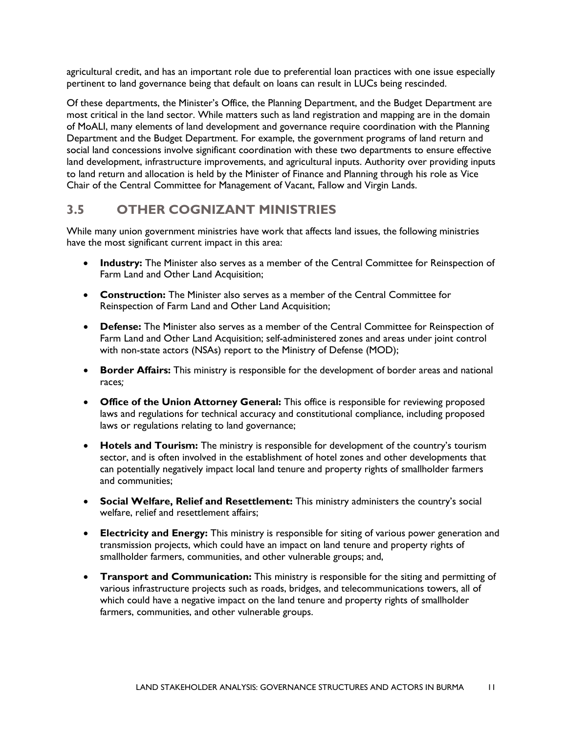agricultural credit, and has an important role due to preferential loan practices with one issue especially pertinent to land governance being that default on loans can result in LUCs being rescinded.

Of these departments, the Minister's Office, the Planning Department, and the Budget Department are most critical in the land sector. While matters such as land registration and mapping are in the domain of MoALI, many elements of land development and governance require coordination with the Planning Department and the Budget Department. For example, the government programs of land return and social land concessions involve significant coordination with these two departments to ensure effective land development, infrastructure improvements, and agricultural inputs. Authority over providing inputs to land return and allocation is held by the Minister of Finance and Planning through his role as Vice Chair of the Central Committee for Management of Vacant, Fallow and Virgin Lands.

## 3.5 OTHER COGNIZANT MINISTRIES

While many union government ministries have work that affects land issues, the following ministries have the most significant current impact in this area:

- **Industry:** The Minister also serves as a member of the Central Committee for Reinspection of Farm Land and Other Land Acquisition;
- **Construction:** The Minister also serves as a member of the Central Committee for Reinspection of Farm Land and Other Land Acquisition;
- **Defense:** The Minister also serves as a member of the Central Committee for Reinspection of Farm Land and Other Land Acquisition; self-administered zones and areas under joint control with non-state actors (NSAs) report to the Ministry of Defense (MOD);
- **Border Affairs:** This ministry is responsible for the development of border areas and national races;
- **Office of the Union Attorney General:** This office is responsible for reviewing proposed laws and regulations for technical accuracy and constitutional compliance, including proposed laws or regulations relating to land governance;
- **Hotels and Tourism:** The ministry is responsible for development of the country's tourism sector, and is often involved in the establishment of hotel zones and other developments that can potentially negatively impact local land tenure and property rights of smallholder farmers and communities;
- **Social Welfare, Relief and Resettlement:** This ministry administers the country's social welfare, relief and resettlement affairs;
- **Electricity and Energy:** This ministry is responsible for siting of various power generation and transmission projects, which could have an impact on land tenure and property rights of smallholder farmers, communities, and other vulnerable groups; and,
- **Transport and Communication:** This ministry is responsible for the siting and permitting of various infrastructure projects such as roads, bridges, and telecommunications towers, all of which could have a negative impact on the land tenure and property rights of smallholder farmers, communities, and other vulnerable groups.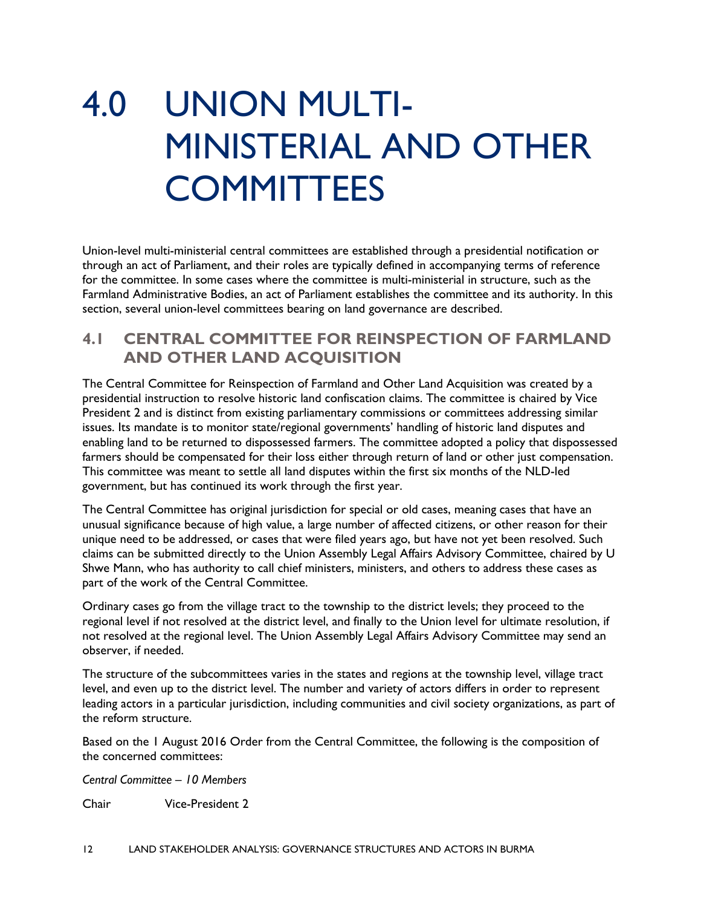# 4.0 UNION MULTI-MINISTERIAL AND OTHER COMMITTEES

Union-level multi-ministerial central committees are established through a presidential notification or through an act of Parliament, and their roles are typically defined in accompanying terms of reference for the committee. In some cases where the committee is multi-ministerial in structure, such as the Farmland Administrative Bodies, an act of Parliament establishes the committee and its authority. In this section, several union-level committees bearing on land governance are described.

## 4.1 CENTRAL COMMITTEE FOR REINSPECTION OF FARMLAND AND OTHER LAND ACQUISITION

The Central Committee for Reinspection of Farmland and Other Land Acquisition was created by a presidential instruction to resolve historic land confiscation claims. The committee is chaired by Vice President 2 and is distinct from existing parliamentary commissions or committees addressing similar issues. Its mandate is to monitor state/regional governments' handling of historic land disputes and enabling land to be returned to dispossessed farmers. The committee adopted a policy that dispossessed farmers should be compensated for their loss either through return of land or other just compensation. This committee was meant to settle all land disputes within the first six months of the NLD-led government, but has continued its work through the first year.

The Central Committee has original jurisdiction for special or old cases, meaning cases that have an unusual significance because of high value, a large number of affected citizens, or other reason for their unique need to be addressed, or cases that were filed years ago, but have not yet been resolved. Such claims can be submitted directly to the Union Assembly Legal Affairs Advisory Committee, chaired by U Shwe Mann, who has authority to call chief ministers, ministers, and others to address these cases as part of the work of the Central Committee.

Ordinary cases go from the village tract to the township to the district levels; they proceed to the regional level if not resolved at the district level, and finally to the Union level for ultimate resolution, if not resolved at the regional level. The Union Assembly Legal Affairs Advisory Committee may send an observer, if needed.

The structure of the subcommittees varies in the states and regions at the township level, village tract level, and even up to the district level. The number and variety of actors differs in order to represent leading actors in a particular jurisdiction, including communities and civil society organizations, as part of the reform structure.

Based on the 1 August 2016 Order from the Central Committee, the following is the composition of the concerned committees:

*Central Committee – 10 Members*

Chair Vice-President 2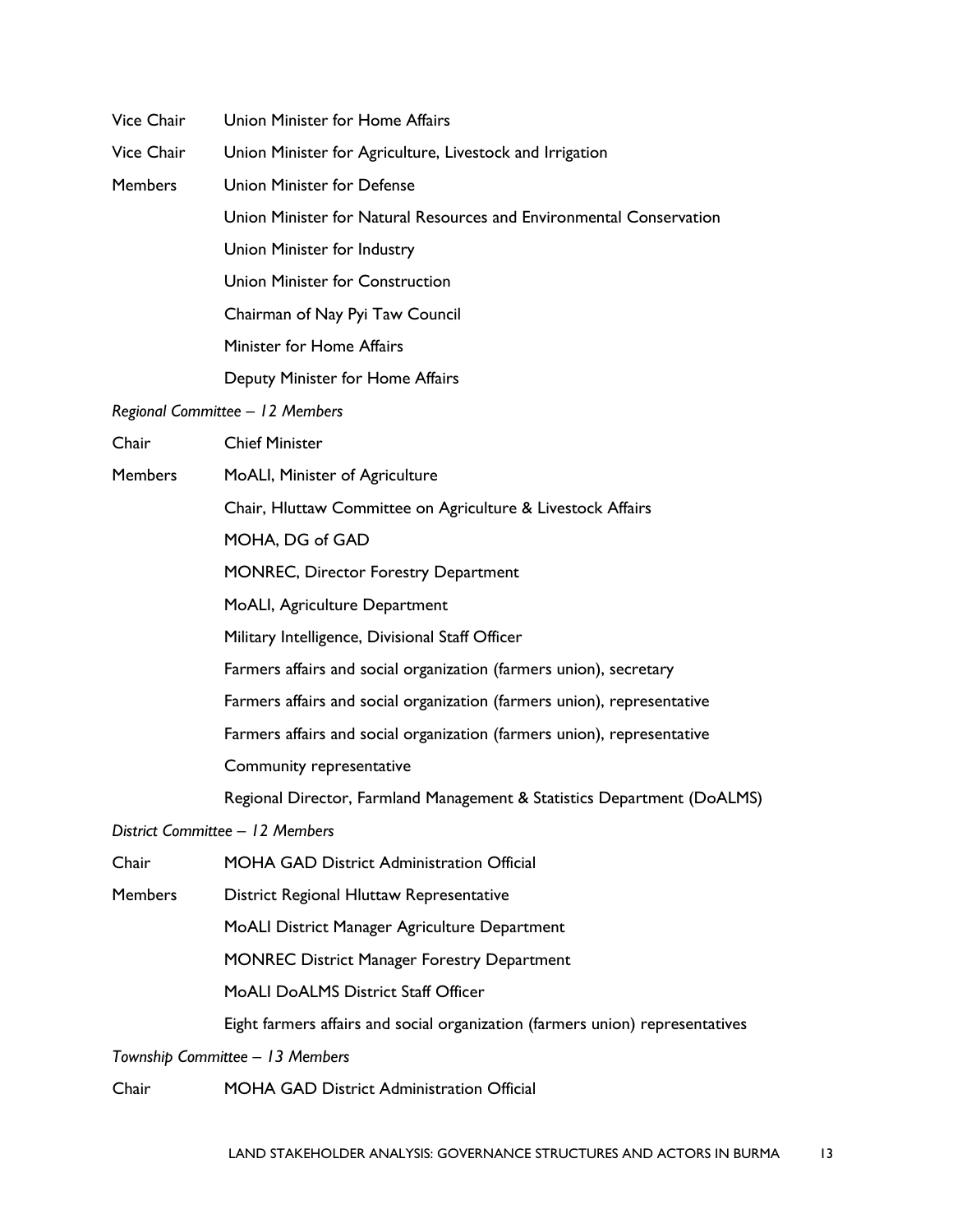| | |
|---|---|
| Vice Chair | Union Minister for Home Affairs |
| Vice Chair | Union Minister for Agriculture, Livestock and Irrigation |
| Members | Union Minister for Defense |
| | Union Minister for Natural Resources and Environmental Conservation |
| | Union Minister for Industry |
| | Union Minister for Construction |
| | Chairman of Nay Pyi Taw Council |
| | Minister for Home Affairs |
| | Deputy Minister for Home Affairs |

*Regional Committee – 12 Members*

| | |
|---|---|
| Chair | Chief Minister |
| Members | MoALI, Minister of Agriculture |
| | Chair, Hluttaw Committee on Agriculture & Livestock Affairs |
| | MOHA, DG of GAD |
| | MONREC, Director Forestry Department |
| | MoALI, Agriculture Department |
| | Military Intelligence, Divisional Staff Officer |
| | Farmers affairs and social organization (farmers union), secretary |
| | Farmers affairs and social organization (farmers union), representative |
| | Farmers affairs and social organization (farmers union), representative |
| | Community representative |
| | Regional Director, Farmland Management & Statistics Department (DoALMS) |

*District Committee – 12 Members*

| | |
|---|---|
| Chair | MOHA GAD District Administration Official |
| Members | District Regional Hluttaw Representative |
| | MoALI District Manager Agriculture Department |
| | MONREC District Manager Forestry Department |
| | MoALI DoALMS District Staff Officer |
| | Eight farmers affairs and social organization (farmers union) representatives |

*Township Committee – 13 Members*

| | |
|---|---|
| Chair | MOHA GAD District Administration Official |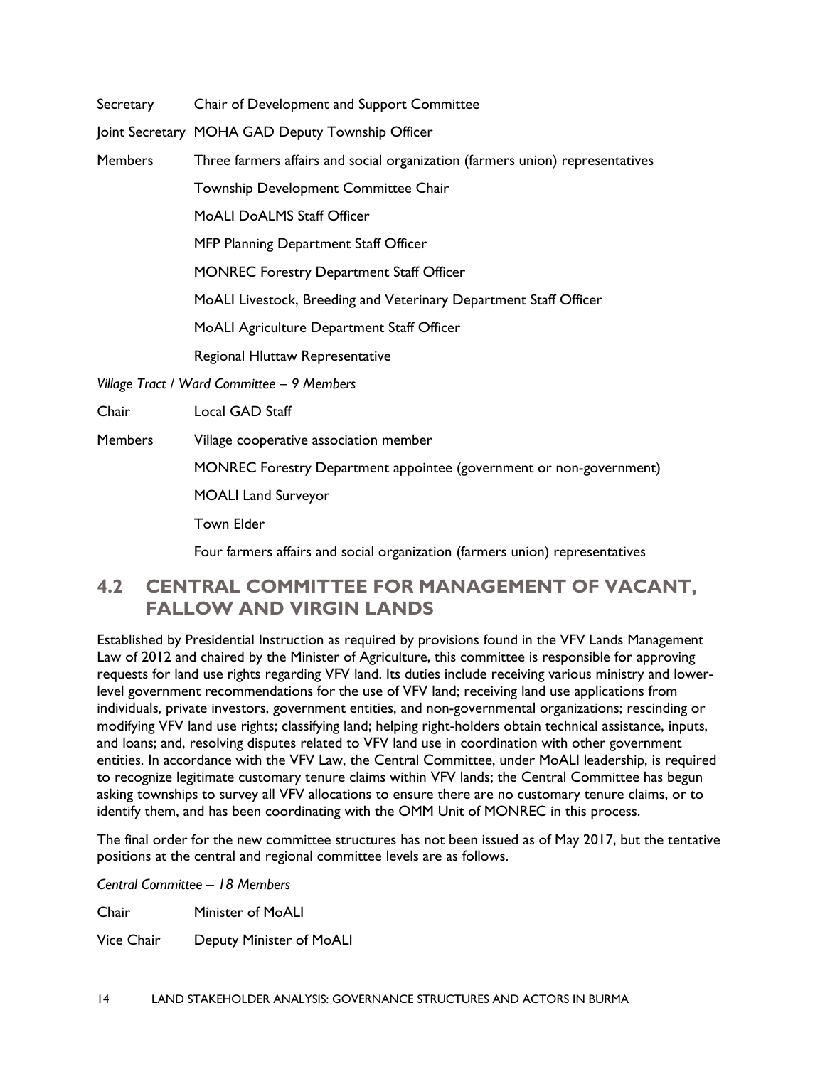| | |
|---|---|
| Secretary | Chair of Development and Support Committee |
| Joint Secretary | MOHA GAD Deputy Township Officer |
| Members | Three farmers affairs and social organization (farmers union) representatives |
| | Township Development Committee Chair |
| | MoALI DoALMS Staff Officer |
| | MFP Planning Department Staff Officer |
| | MONREC Forestry Department Staff Officer |
| | MoALI Livestock, Breeding and Veterinary Department Staff Officer |
| | MoALI Agriculture Department Staff Officer |
| | Regional Hluttaw Representative |

*Village Tract / Ward Committee – 9 Members*

| | |
|---|---|
| Chair | Local GAD Staff |
| Members | Village cooperative association member |
| | MONREC Forestry Department appointee (government or non-government) |
| | MOALI Land Surveyor |
| | Town Elder |
| | Four farmers affairs and social organization (farmers union) representatives |

## 4.2 CENTRAL COMMITTEE FOR MANAGEMENT OF VACANT, FALLOW AND VIRGIN LANDS

Established by Presidential Instruction as required by provisions found in the VFV Lands Management Law of 2012 and chaired by the Minister of Agriculture, this committee is responsible for approving requests for land use rights regarding VFV land. Its duties include receiving various ministry and lower-level government recommendations for the use of VFV land; receiving land use applications from individuals, private investors, government entities, and non-governmental organizations; rescinding or modifying VFV land use rights; classifying land; helping right-holders obtain technical assistance, inputs, and loans; and, resolving disputes related to VFV land use in coordination with other government entities. In accordance with the VFV Law, the Central Committee, under MoALI leadership, is required to recognize legitimate customary tenure claims within VFV lands; the Central Committee has begun asking townships to survey all VFV allocations to ensure there are no customary tenure claims, or to identify them, and has been coordinating with the OMM Unit of MONREC in this process.

The final order for the new committee structures has not been issued as of May 2017, but the tentative positions at the central and regional committee levels are as follows.

*Central Committee – 18 Members*

| | |
|---|---|
| Chair | Minister of MoALI |
| Vice Chair | Deputy Minister of MoALI |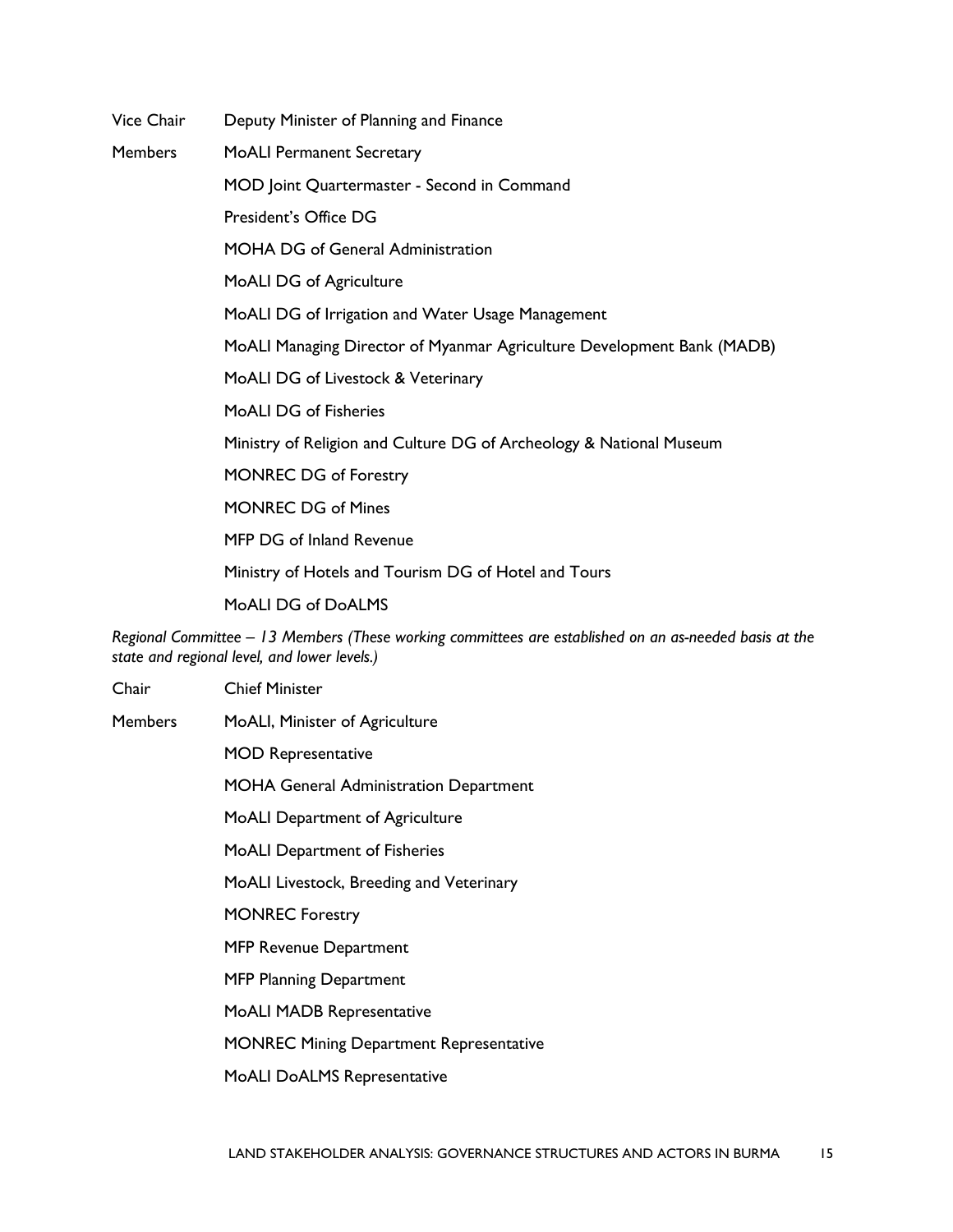| | |
|---|---|
| Vice Chair | Deputy Minister of Planning and Finance |
| Members | MoALI Permanent Secretary |
| | MOD Joint Quartermaster - Second in Command |
| | President's Office DG |
| | MOHA DG of General Administration |
| | MoALI DG of Agriculture |
| | MoALI DG of Irrigation and Water Usage Management |
| | MoALI Managing Director of Myanmar Agriculture Development Bank (MADB) |
| | MoALI DG of Livestock & Veterinary |
| | MoALI DG of Fisheries |
| | Ministry of Religion and Culture DG of Archeology & National Museum |
| | MONREC DG of Forestry |
| | MONREC DG of Mines |
| | MFP DG of Inland Revenue |
| | Ministry of Hotels and Tourism DG of Hotel and Tours |
| | MoALI DG of DoALMS |

*Regional Committee – 13 Members (These working committees are established on an as-needed basis at the state and regional level, and lower levels.)*

| | |
|---|---|
| Chair | Chief Minister |
| Members | MoALI, Minister of Agriculture |
| | MOD Representative |
| | MOHA General Administration Department |
| | MoALI Department of Agriculture |
| | MoALI Department of Fisheries |
| | MoALI Livestock, Breeding and Veterinary |
| | MONREC Forestry |
| | MFP Revenue Department |
| | MFP Planning Department |
| | MoALI MADB Representative |
| | MONREC Mining Department Representative |
| | MoALI DoALMS Representative |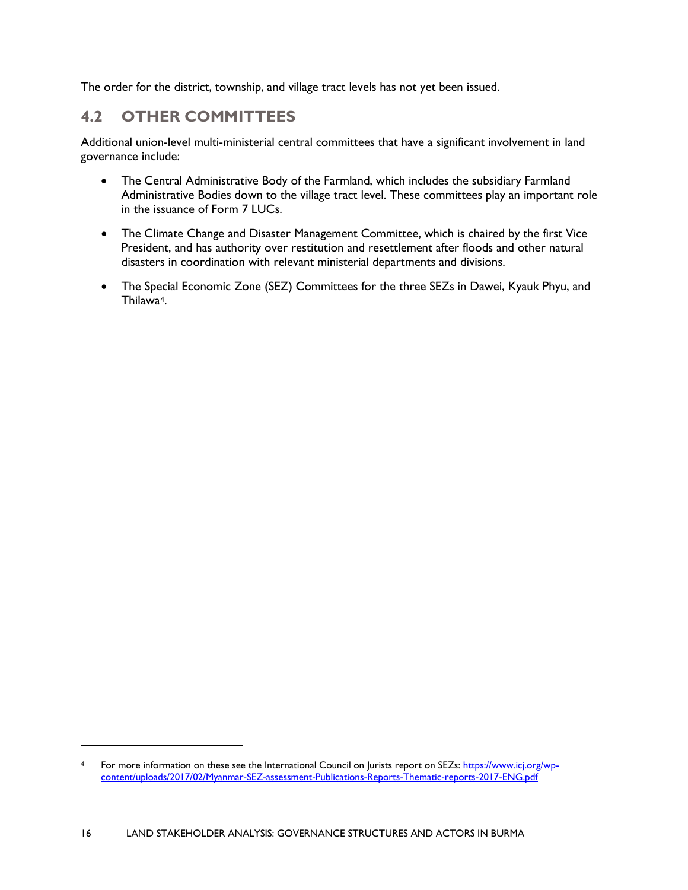The order for the district, township, and village tract levels has not yet been issued.

## 4.2 OTHER COMMITTEES

Additional union-level multi-ministerial central committees that have a significant involvement in land governance include:

- The Central Administrative Body of the Farmland, which includes the subsidiary Farmland Administrative Bodies down to the village tract level. These committees play an important role in the issuance of Form 7 LUCs.
- The Climate Change and Disaster Management Committee, which is chaired by the first Vice President, and has authority over restitution and resettlement after floods and other natural disasters in coordination with relevant ministerial departments and divisions.
- The Special Economic Zone (SEZ) Committees for the three SEZs in Dawei, Kyauk Phyu, and Thilawa[4].

[4] For more information on these see the International Council on Jurists report on SEZs: https://www.icj.org/wp-content/uploads/2017/02/Myanmar-SEZ-assessment-Publications-Reports-Thematic-reports-2017-ENG.pdf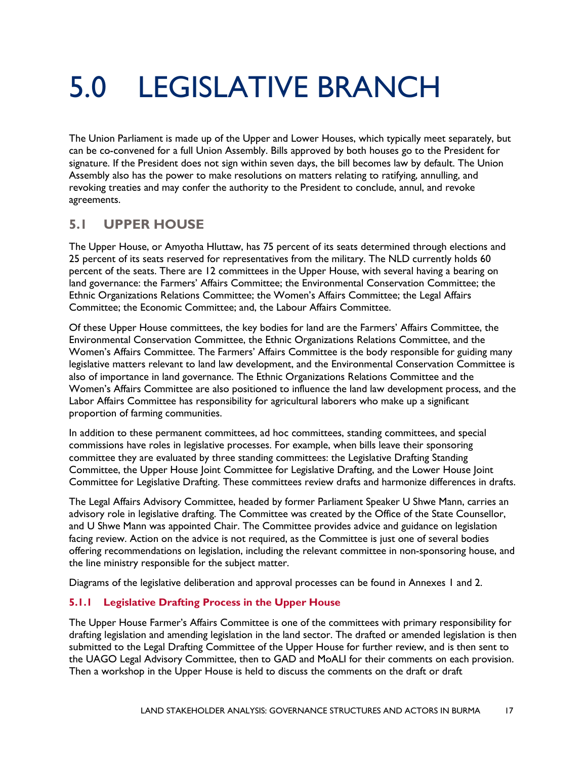# 5.0 LEGISLATIVE BRANCH

The Union Parliament is made up of the Upper and Lower Houses, which typically meet separately, but can be co-convened for a full Union Assembly. Bills approved by both houses go to the President for signature. If the President does not sign within seven days, the bill becomes law by default. The Union Assembly also has the power to make resolutions on matters relating to ratifying, annulling, and revoking treaties and may confer the authority to the President to conclude, annul, and revoke agreements.

## 5.1 UPPER HOUSE

The Upper House, or Amyotha Hluttaw, has 75 percent of its seats determined through elections and 25 percent of its seats reserved for representatives from the military. The NLD currently holds 60 percent of the seats. There are 12 committees in the Upper House, with several having a bearing on land governance: the Farmers' Affairs Committee; the Environmental Conservation Committee; the Ethnic Organizations Relations Committee; the Women's Affairs Committee; the Legal Affairs Committee; the Economic Committee; and, the Labour Affairs Committee.

Of these Upper House committees, the key bodies for land are the Farmers' Affairs Committee, the Environmental Conservation Committee, the Ethnic Organizations Relations Committee, and the Women's Affairs Committee. The Farmers' Affairs Committee is the body responsible for guiding many legislative matters relevant to land law development, and the Environmental Conservation Committee is also of importance in land governance. The Ethnic Organizations Relations Committee and the Women's Affairs Committee are also positioned to influence the land law development process, and the Labor Affairs Committee has responsibility for agricultural laborers who make up a significant proportion of farming communities.

In addition to these permanent committees, ad hoc committees, standing committees, and special commissions have roles in legislative processes. For example, when bills leave their sponsoring committee they are evaluated by three standing committees: the Legislative Drafting Standing Committee, the Upper House Joint Committee for Legislative Drafting, and the Lower House Joint Committee for Legislative Drafting. These committees review drafts and harmonize differences in drafts.

The Legal Affairs Advisory Committee, headed by former Parliament Speaker U Shwe Mann, carries an advisory role in legislative drafting. The Committee was created by the Office of the State Counsellor, and U Shwe Mann was appointed Chair. The Committee provides advice and guidance on legislation facing review. Action on the advice is not required, as the Committee is just one of several bodies offering recommendations on legislation, including the relevant committee in non-sponsoring house, and the line ministry responsible for the subject matter.

Diagrams of the legislative deliberation and approval processes can be found in Annexes 1 and 2.

### 5.1.1 Legislative Drafting Process in the Upper House

The Upper House Farmer's Affairs Committee is one of the committees with primary responsibility for drafting legislation and amending legislation in the land sector. The drafted or amended legislation is then submitted to the Legal Drafting Committee of the Upper House for further review, and is then sent to the UAGO Legal Advisory Committee, then to GAD and MoALI for their comments on each provision. Then a workshop in the Upper House is held to discuss the comments on the draft or draft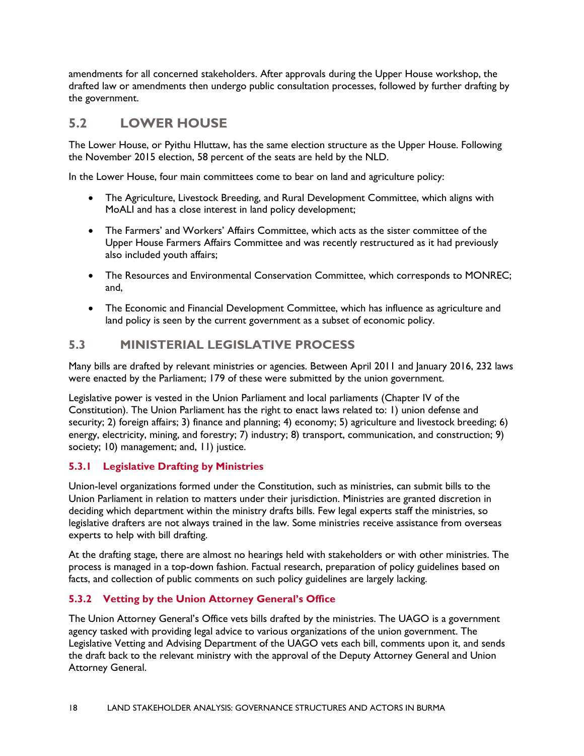amendments for all concerned stakeholders. After approvals during the Upper House workshop, the drafted law or amendments then undergo public consultation processes, followed by further drafting by the government.

## 5.2 LOWER HOUSE

The Lower House, or Pyithu Hluttaw, has the same election structure as the Upper House. Following the November 2015 election, 58 percent of the seats are held by the NLD.

In the Lower House, four main committees come to bear on land and agriculture policy:

- The Agriculture, Livestock Breeding, and Rural Development Committee, which aligns with MoALI and has a close interest in land policy development;
- The Farmers' and Workers' Affairs Committee, which acts as the sister committee of the Upper House Farmers Affairs Committee and was recently restructured as it had previously also included youth affairs;
- The Resources and Environmental Conservation Committee, which corresponds to MONREC; and,
- The Economic and Financial Development Committee, which has influence as agriculture and land policy is seen by the current government as a subset of economic policy.

## 5.3 MINISTERIAL LEGISLATIVE PROCESS

Many bills are drafted by relevant ministries or agencies. Between April 2011 and January 2016, 232 laws were enacted by the Parliament; 179 of these were submitted by the union government.

Legislative power is vested in the Union Parliament and local parliaments (Chapter IV of the Constitution). The Union Parliament has the right to enact laws related to: 1) union defense and security; 2) foreign affairs; 3) finance and planning; 4) economy; 5) agriculture and livestock breeding; 6) energy, electricity, mining, and forestry; 7) industry; 8) transport, communication, and construction; 9) society; 10) management; and, 11) justice.

### 5.3.1 Legislative Drafting by Ministries

Union-level organizations formed under the Constitution, such as ministries, can submit bills to the Union Parliament in relation to matters under their jurisdiction. Ministries are granted discretion in deciding which department within the ministry drafts bills. Few legal experts staff the ministries, so legislative drafters are not always trained in the law. Some ministries receive assistance from overseas experts to help with bill drafting.

At the drafting stage, there are almost no hearings held with stakeholders or with other ministries. The process is managed in a top-down fashion. Factual research, preparation of policy guidelines based on facts, and collection of public comments on such policy guidelines are largely lacking.

### 5.3.2 Vetting by the Union Attorney General's Office

The Union Attorney General's Office vets bills drafted by the ministries. The UAGO is a government agency tasked with providing legal advice to various organizations of the union government. The Legislative Vetting and Advising Department of the UAGO vets each bill, comments upon it, and sends the draft back to the relevant ministry with the approval of the Deputy Attorney General and Union Attorney General.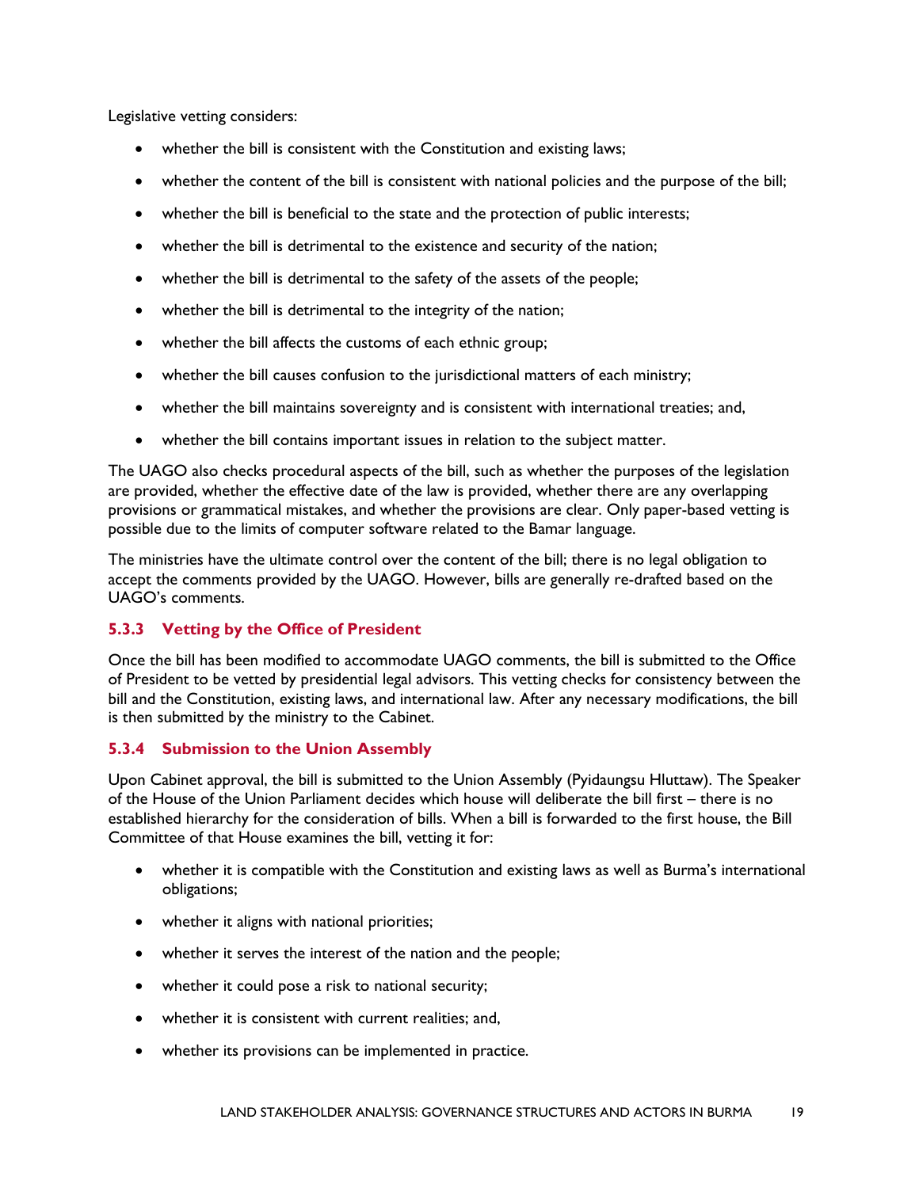Legislative vetting considers:

- whether the bill is consistent with the Constitution and existing laws;
- whether the content of the bill is consistent with national policies and the purpose of the bill;
- whether the bill is beneficial to the state and the protection of public interests;
- whether the bill is detrimental to the existence and security of the nation;
- whether the bill is detrimental to the safety of the assets of the people;
- whether the bill is detrimental to the integrity of the nation;
- whether the bill affects the customs of each ethnic group;
- whether the bill causes confusion to the jurisdictional matters of each ministry;
- whether the bill maintains sovereignty and is consistent with international treaties; and,
- whether the bill contains important issues in relation to the subject matter.

The UAGO also checks procedural aspects of the bill, such as whether the purposes of the legislation are provided, whether the effective date of the law is provided, whether there are any overlapping provisions or grammatical mistakes, and whether the provisions are clear. Only paper-based vetting is possible due to the limits of computer software related to the Bamar language.

The ministries have the ultimate control over the content of the bill; there is no legal obligation to accept the comments provided by the UAGO. However, bills are generally re-drafted based on the UAGO's comments.

### 5.3.3 Vetting by the Office of President

Once the bill has been modified to accommodate UAGO comments, the bill is submitted to the Office of President to be vetted by presidential legal advisors. This vetting checks for consistency between the bill and the Constitution, existing laws, and international law. After any necessary modifications, the bill is then submitted by the ministry to the Cabinet.

### 5.3.4 Submission to the Union Assembly

Upon Cabinet approval, the bill is submitted to the Union Assembly (Pyidaungsu Hluttaw). The Speaker of the House of the Union Parliament decides which house will deliberate the bill first – there is no established hierarchy for the consideration of bills. When a bill is forwarded to the first house, the Bill Committee of that House examines the bill, vetting it for:

- whether it is compatible with the Constitution and existing laws as well as Burma's international obligations;
- whether it aligns with national priorities;
- whether it serves the interest of the nation and the people;
- whether it could pose a risk to national security;
- whether it is consistent with current realities; and,
- whether its provisions can be implemented in practice.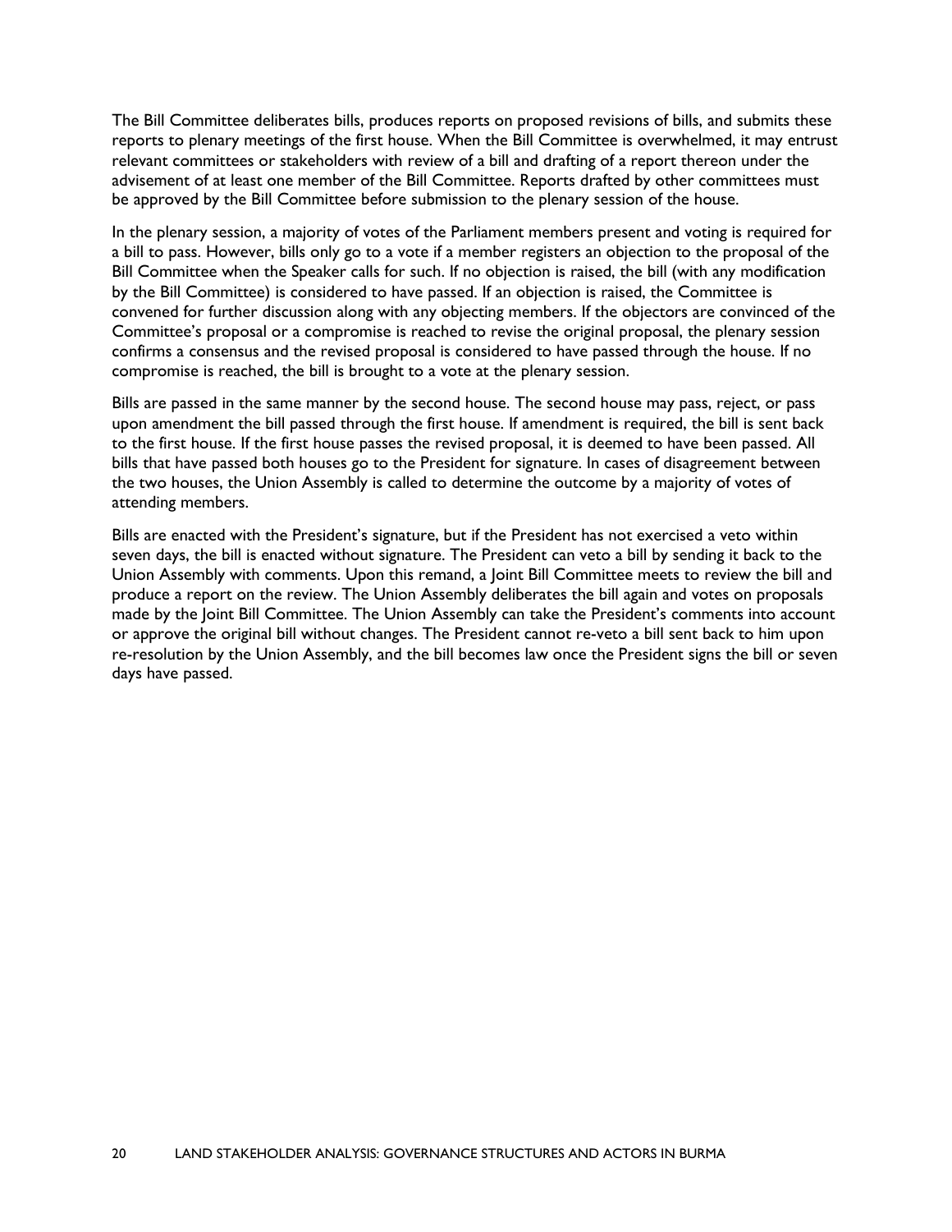The Bill Committee deliberates bills, produces reports on proposed revisions of bills, and submits these reports to plenary meetings of the first house. When the Bill Committee is overwhelmed, it may entrust relevant committees or stakeholders with review of a bill and drafting of a report thereon under the advisement of at least one member of the Bill Committee. Reports drafted by other committees must be approved by the Bill Committee before submission to the plenary session of the house.

In the plenary session, a majority of votes of the Parliament members present and voting is required for a bill to pass. However, bills only go to a vote if a member registers an objection to the proposal of the Bill Committee when the Speaker calls for such. If no objection is raised, the bill (with any modification by the Bill Committee) is considered to have passed. If an objection is raised, the Committee is convened for further discussion along with any objecting members. If the objectors are convinced of the Committee's proposal or a compromise is reached to revise the original proposal, the plenary session confirms a consensus and the revised proposal is considered to have passed through the house. If no compromise is reached, the bill is brought to a vote at the plenary session.

Bills are passed in the same manner by the second house. The second house may pass, reject, or pass upon amendment the bill passed through the first house. If amendment is required, the bill is sent back to the first house. If the first house passes the revised proposal, it is deemed to have been passed. All bills that have passed both houses go to the President for signature. In cases of disagreement between the two houses, the Union Assembly is called to determine the outcome by a majority of votes of attending members.

Bills are enacted with the President's signature, but if the President has not exercised a veto within seven days, the bill is enacted without signature. The President can veto a bill by sending it back to the Union Assembly with comments. Upon this remand, a Joint Bill Committee meets to review the bill and produce a report on the review. The Union Assembly deliberates the bill again and votes on proposals made by the Joint Bill Committee. The Union Assembly can take the President's comments into account or approve the original bill without changes. The President cannot re-veto a bill sent back to him upon re-resolution by the Union Assembly, and the bill becomes law once the President signs the bill or seven days have passed.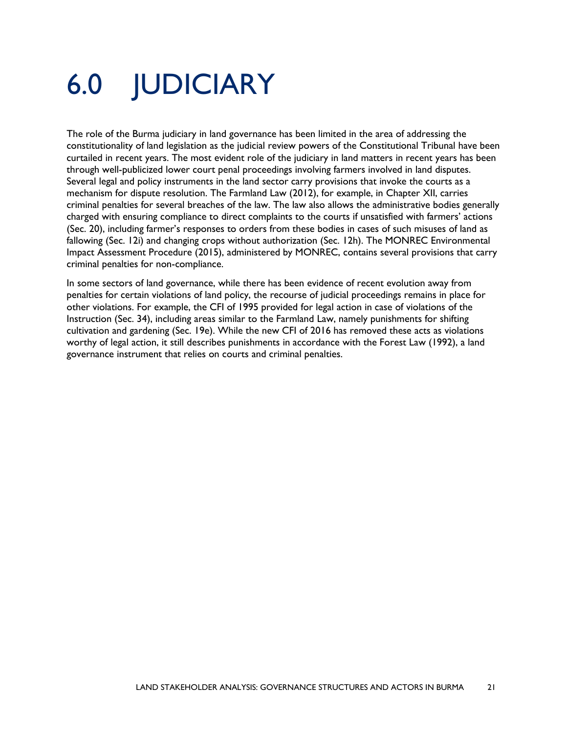# 6.0 JUDICIARY

The role of the Burma judiciary in land governance has been limited in the area of addressing the constitutionality of land legislation as the judicial review powers of the Constitutional Tribunal have been curtailed in recent years. The most evident role of the judiciary in land matters in recent years has been through well-publicized lower court penal proceedings involving farmers involved in land disputes. Several legal and policy instruments in the land sector carry provisions that invoke the courts as a mechanism for dispute resolution. The Farmland Law (2012), for example, in Chapter XII, carries criminal penalties for several breaches of the law. The law also allows the administrative bodies generally charged with ensuring compliance to direct complaints to the courts if unsatisfied with farmers' actions (Sec. 20), including farmer's responses to orders from these bodies in cases of such misuses of land as fallowing (Sec. 12i) and changing crops without authorization (Sec. 12h). The MONREC Environmental Impact Assessment Procedure (2015), administered by MONREC, contains several provisions that carry criminal penalties for non-compliance.

In some sectors of land governance, while there has been evidence of recent evolution away from penalties for certain violations of land policy, the recourse of judicial proceedings remains in place for other violations. For example, the CFI of 1995 provided for legal action in case of violations of the Instruction (Sec. 34), including areas similar to the Farmland Law, namely punishments for shifting cultivation and gardening (Sec. 19e). While the new CFI of 2016 has removed these acts as violations worthy of legal action, it still describes punishments in accordance with the Forest Law (1992), a land governance instrument that relies on courts and criminal penalties.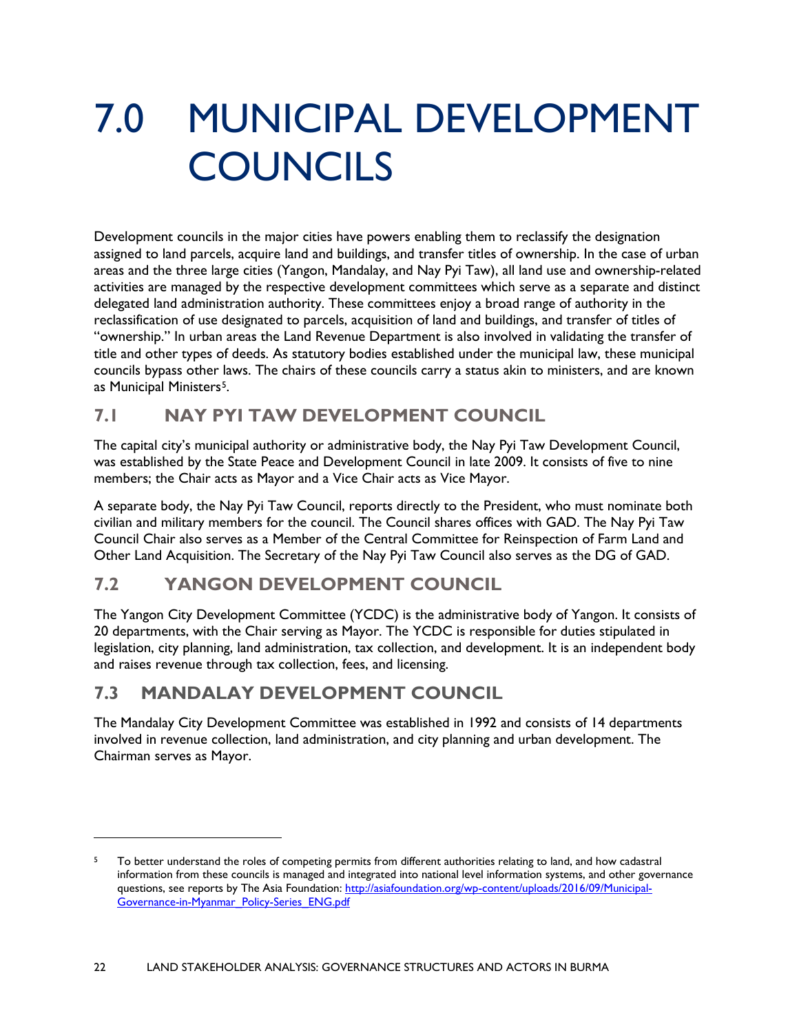# 7.0 MUNICIPAL DEVELOPMENT COUNCILS

Development councils in the major cities have powers enabling them to reclassify the designation assigned to land parcels, acquire land and buildings, and transfer titles of ownership. In the case of urban areas and the three large cities (Yangon, Mandalay, and Nay Pyi Taw), all land use and ownership-related activities are managed by the respective development committees which serve as a separate and distinct delegated land administration authority. These committees enjoy a broad range of authority in the reclassification of use designated to parcels, acquisition of land and buildings, and transfer of titles of "ownership." In urban areas the Land Revenue Department is also involved in validating the transfer of title and other types of deeds. As statutory bodies established under the municipal law, these municipal councils bypass other laws. The chairs of these councils carry a status akin to ministers, and are known as Municipal Ministers[5].

## 7.1 NAY PYI TAW DEVELOPMENT COUNCIL

The capital city's municipal authority or administrative body, the Nay Pyi Taw Development Council, was established by the State Peace and Development Council in late 2009. It consists of five to nine members; the Chair acts as Mayor and a Vice Chair acts as Vice Mayor.

A separate body, the Nay Pyi Taw Council, reports directly to the President, who must nominate both civilian and military members for the council. The Council shares offices with GAD. The Nay Pyi Taw Council Chair also serves as a Member of the Central Committee for Reinspection of Farm Land and Other Land Acquisition. The Secretary of the Nay Pyi Taw Council also serves as the DG of GAD.

## 7.2 YANGON DEVELOPMENT COUNCIL

The Yangon City Development Committee (YCDC) is the administrative body of Yangon. It consists of 20 departments, with the Chair serving as Mayor. The YCDC is responsible for duties stipulated in legislation, city planning, land administration, tax collection, and development. It is an independent body and raises revenue through tax collection, fees, and licensing.

## 7.3 MANDALAY DEVELOPMENT COUNCIL

The Mandalay City Development Committee was established in 1992 and consists of 14 departments involved in revenue collection, land administration, and city planning and urban development. The Chairman serves as Mayor.

---

[5] To better understand the roles of competing permits from different authorities relating to land, and how cadastral information from these councils is managed and integrated into national level information systems, and other governance questions, see reports by The Asia Foundation: http://asiafoundation.org/wp-content/uploads/2016/09/Municipal-Governance-in-Myanmar_Policy-Series_ENG.pdf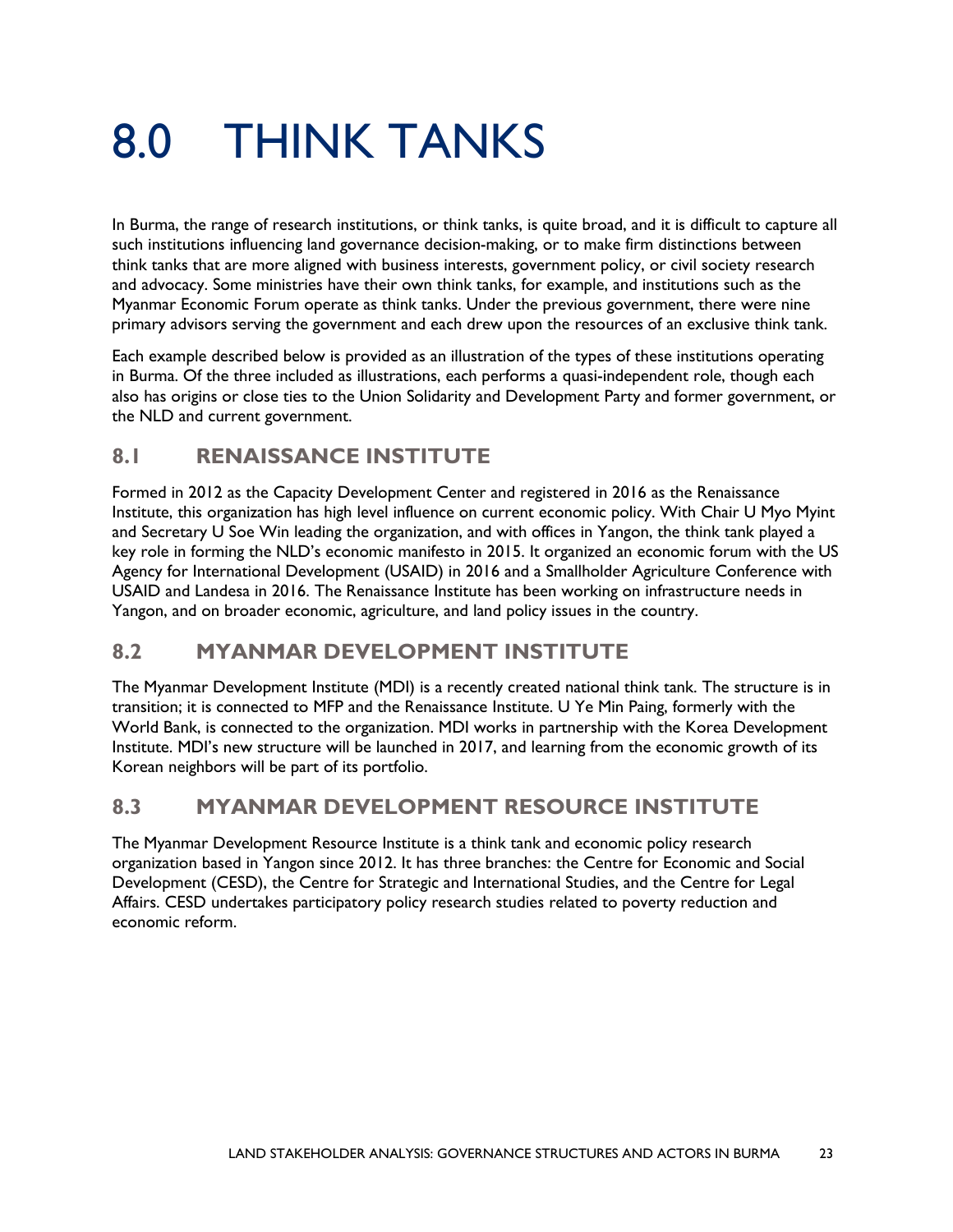# 8.0 THINK TANKS

In Burma, the range of research institutions, or think tanks, is quite broad, and it is difficult to capture all such institutions influencing land governance decision-making, or to make firm distinctions between think tanks that are more aligned with business interests, government policy, or civil society research and advocacy. Some ministries have their own think tanks, for example, and institutions such as the Myanmar Economic Forum operate as think tanks. Under the previous government, there were nine primary advisors serving the government and each drew upon the resources of an exclusive think tank.

Each example described below is provided as an illustration of the types of these institutions operating in Burma. Of the three included as illustrations, each performs a quasi-independent role, though each also has origins or close ties to the Union Solidarity and Development Party and former government, or the NLD and current government.

## 8.1 RENAISSANCE INSTITUTE

Formed in 2012 as the Capacity Development Center and registered in 2016 as the Renaissance Institute, this organization has high level influence on current economic policy. With Chair U Myo Myint and Secretary U Soe Win leading the organization, and with offices in Yangon, the think tank played a key role in forming the NLD's economic manifesto in 2015. It organized an economic forum with the US Agency for International Development (USAID) in 2016 and a Smallholder Agriculture Conference with USAID and Landesa in 2016. The Renaissance Institute has been working on infrastructure needs in Yangon, and on broader economic, agriculture, and land policy issues in the country.

## 8.2 MYANMAR DEVELOPMENT INSTITUTE

The Myanmar Development Institute (MDI) is a recently created national think tank. The structure is in transition; it is connected to MFP and the Renaissance Institute. U Ye Min Paing, formerly with the World Bank, is connected to the organization. MDI works in partnership with the Korea Development Institute. MDI's new structure will be launched in 2017, and learning from the economic growth of its Korean neighbors will be part of its portfolio.

## 8.3 MYANMAR DEVELOPMENT RESOURCE INSTITUTE

The Myanmar Development Resource Institute is a think tank and economic policy research organization based in Yangon since 2012. It has three branches: the Centre for Economic and Social Development (CESD), the Centre for Strategic and International Studies, and the Centre for Legal Affairs. CESD undertakes participatory policy research studies related to poverty reduction and economic reform.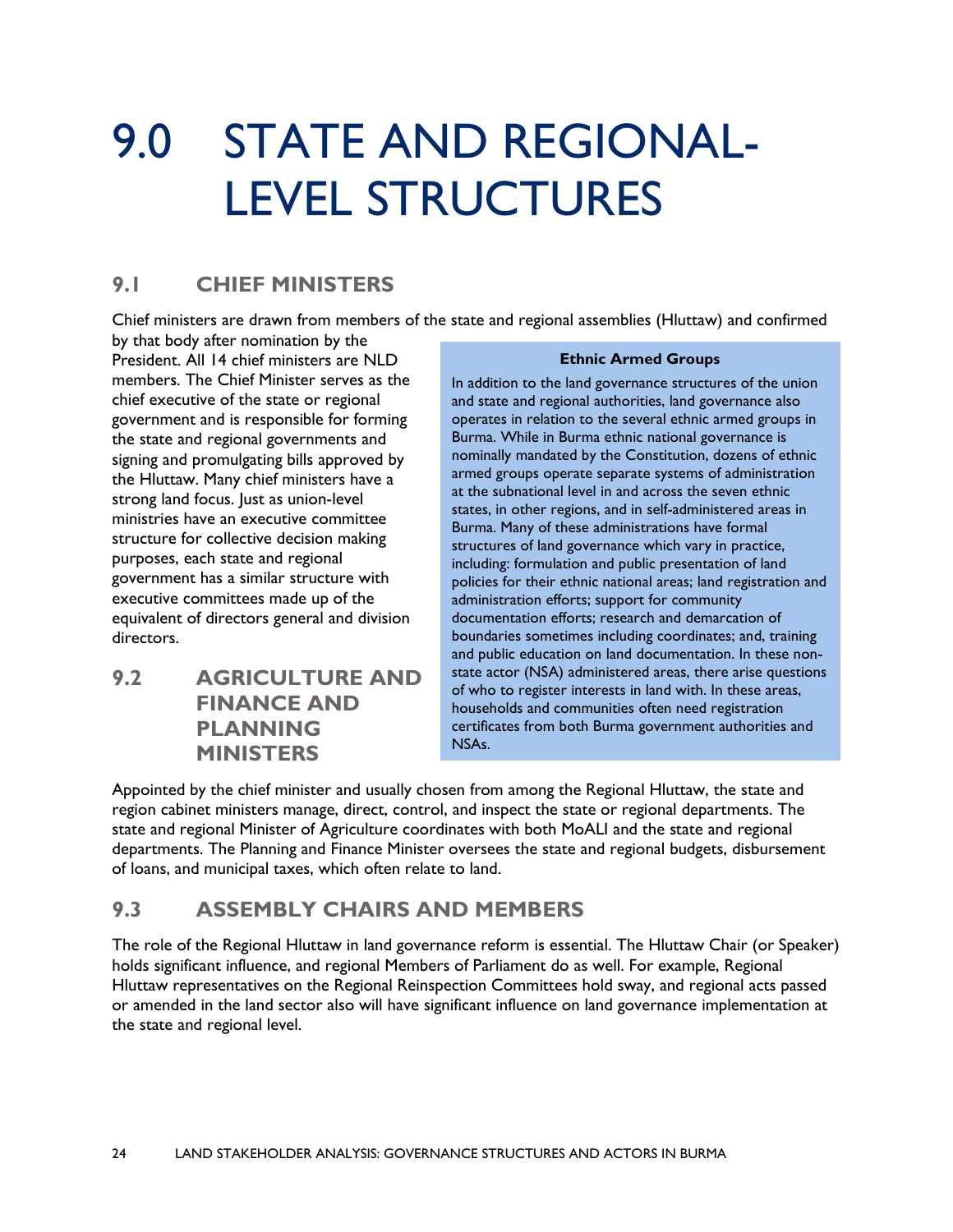# 9.0 STATE AND REGIONAL-LEVEL STRUCTURES

## 9.1 CHIEF MINISTERS

Chief ministers are drawn from members of the state and regional assemblies (Hluttaw) and confirmed by that body after nomination by the President. All 14 chief ministers are NLD members. The Chief Minister serves as the chief executive of the state or regional government and is responsible for forming the state and regional governments and signing and promulgating bills approved by the Hluttaw. Many chief ministers have a strong land focus. Just as union-level ministries have an executive committee structure for collective decision making purposes, each state and regional government has a similar structure with executive committees made up of the equivalent of directors general and division directors.

> **Ethnic Armed Groups**
>
> In addition to the land governance structures of the union and state and regional authorities, land governance also operates in relation to the several ethnic armed groups in Burma. While in Burma ethnic national governance is nominally mandated by the Constitution, dozens of ethnic armed groups operate separate systems of administration at the subnational level in and across the seven ethnic states, in other regions, and in self-administered areas in Burma. Many of these administrations have formal structures of land governance which vary in practice, including: formulation and public presentation of land policies for their ethnic national areas; land registration and administration efforts; support for community documentation efforts; research and demarcation of boundaries sometimes including coordinates; and, training and public education on land documentation. In these non-state actor (NSA) administered areas, there arise questions of who to register interests in land with. In these areas, households and communities often need registration certificates from both Burma government authorities and NSAs.

## 9.2 AGRICULTURE AND FINANCE AND PLANNING MINISTERS

Appointed by the chief minister and usually chosen from among the Regional Hluttaw, the state and region cabinet ministers manage, direct, control, and inspect the state or regional departments. The state and regional Minister of Agriculture coordinates with both MoALI and the state and regional departments. The Planning and Finance Minister oversees the state and regional budgets, disbursement of loans, and municipal taxes, which often relate to land.

## 9.3 ASSEMBLY CHAIRS AND MEMBERS

The role of the Regional Hluttaw in land governance reform is essential. The Hluttaw Chair (or Speaker) holds significant influence, and regional Members of Parliament do as well. For example, Regional Hluttaw representatives on the Regional Reinspection Committees hold sway, and regional acts passed or amended in the land sector also will have significant influence on land governance implementation at the state and regional level.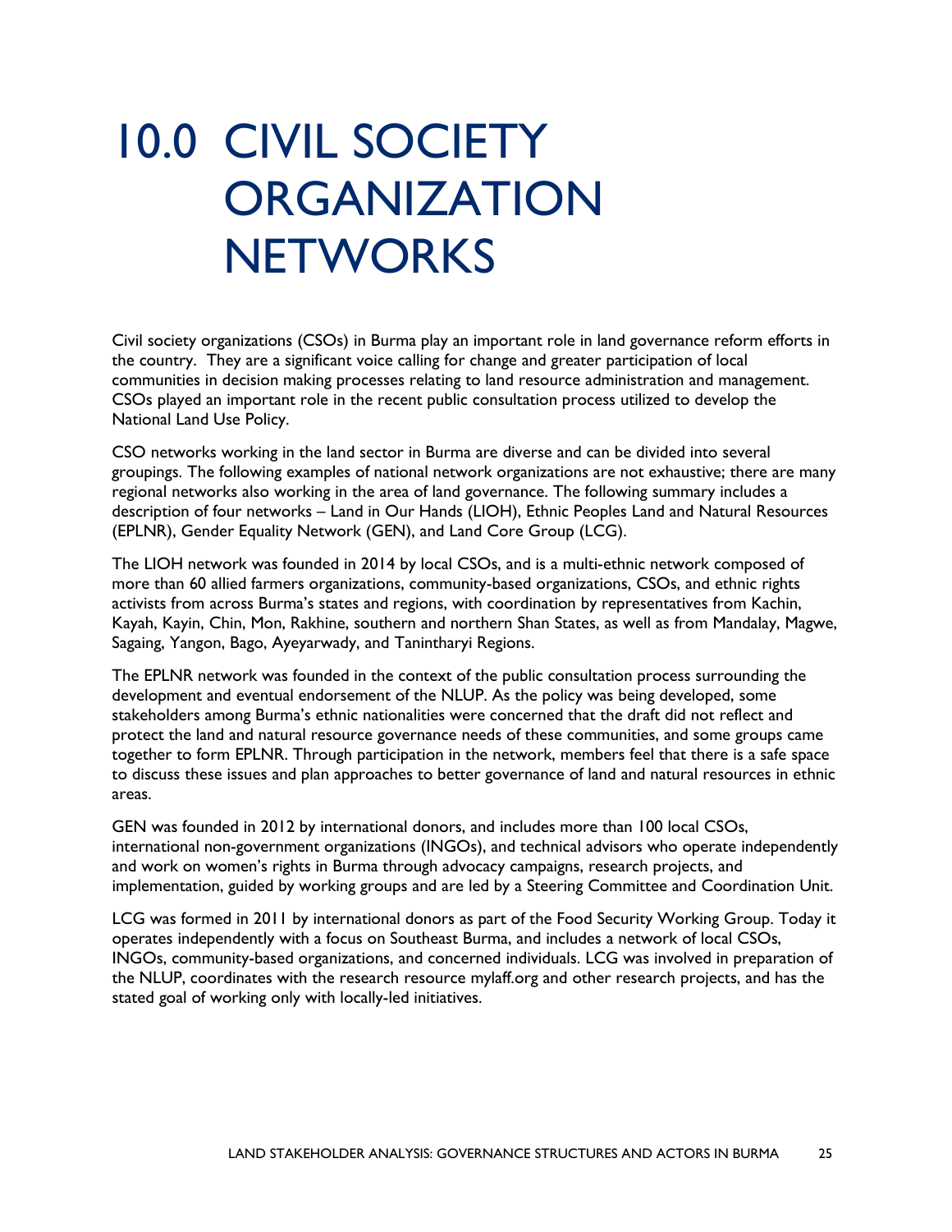# 10.0 CIVIL SOCIETY ORGANIZATION NETWORKS

Civil society organizations (CSOs) in Burma play an important role in land governance reform efforts in the country. They are a significant voice calling for change and greater participation of local communities in decision making processes relating to land resource administration and management. CSOs played an important role in the recent public consultation process utilized to develop the National Land Use Policy.

CSO networks working in the land sector in Burma are diverse and can be divided into several groupings. The following examples of national network organizations are not exhaustive; there are many regional networks also working in the area of land governance. The following summary includes a description of four networks – Land in Our Hands (LIOH), Ethnic Peoples Land and Natural Resources (EPLNR), Gender Equality Network (GEN), and Land Core Group (LCG).

The LIOH network was founded in 2014 by local CSOs, and is a multi-ethnic network composed of more than 60 allied farmers organizations, community-based organizations, CSOs, and ethnic rights activists from across Burma's states and regions, with coordination by representatives from Kachin, Kayah, Kayin, Chin, Mon, Rakhine, southern and northern Shan States, as well as from Mandalay, Magwe, Sagaing, Yangon, Bago, Ayeyarwady, and Tanintharyi Regions.

The EPLNR network was founded in the context of the public consultation process surrounding the development and eventual endorsement of the NLUP. As the policy was being developed, some stakeholders among Burma's ethnic nationalities were concerned that the draft did not reflect and protect the land and natural resource governance needs of these communities, and some groups came together to form EPLNR. Through participation in the network, members feel that there is a safe space to discuss these issues and plan approaches to better governance of land and natural resources in ethnic areas.

GEN was founded in 2012 by international donors, and includes more than 100 local CSOs, international non-government organizations (INGOs), and technical advisors who operate independently and work on women's rights in Burma through advocacy campaigns, research projects, and implementation, guided by working groups and are led by a Steering Committee and Coordination Unit.

LCG was formed in 2011 by international donors as part of the Food Security Working Group. Today it operates independently with a focus on Southeast Burma, and includes a network of local CSOs, INGOs, community-based organizations, and concerned individuals. LCG was involved in preparation of the NLUP, coordinates with the research resource mylaff.org and other research projects, and has the stated goal of working only with locally-led initiatives.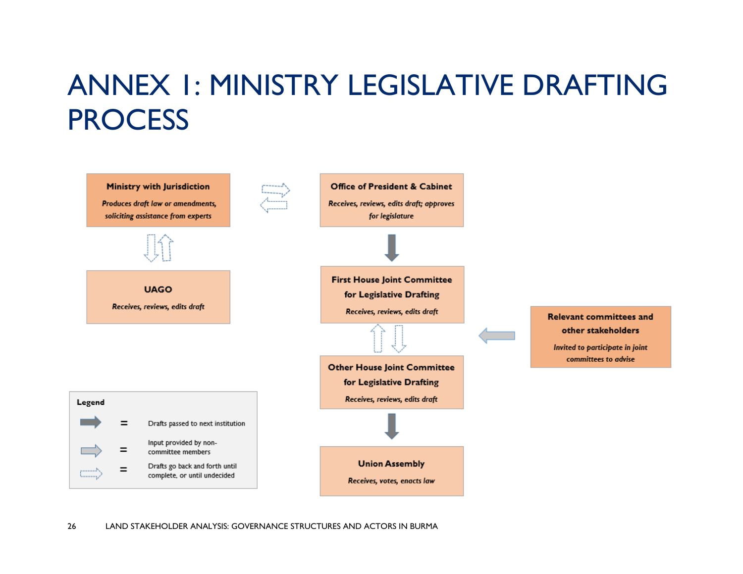# ANNEX 1: MINISTRY LEGISLATIVE DRAFTING PROCESS

**Ministry with Jurisdiction**

*Produces draft law or amendments, soliciting assistance from experts*

**Office of President & Cabinet**

*Receives, reviews, edits draft; approves for legislature*

**UAGO**

*Receives, reviews, edits draft*

**First House Joint Committee for Legislative Drafting**

*Receives, reviews, edits draft*

**Relevant committees and other stakeholders**

*Invited to participate in joint committees to advise*

**Other House Joint Committee for Legislative Drafting**

*Receives, reviews, edits draft*

**Union Assembly**

*Receives, votes, enacts law*

**Legend**

| Arrow | | Meaning |
|---|---|---|
| Solid dark arrow | = | Drafts passed to next institution |
| Light grey arrow | = | Input provided by non-committee members |
| Dashed outline arrow | = | Drafts go back and forth until complete, or until undecided |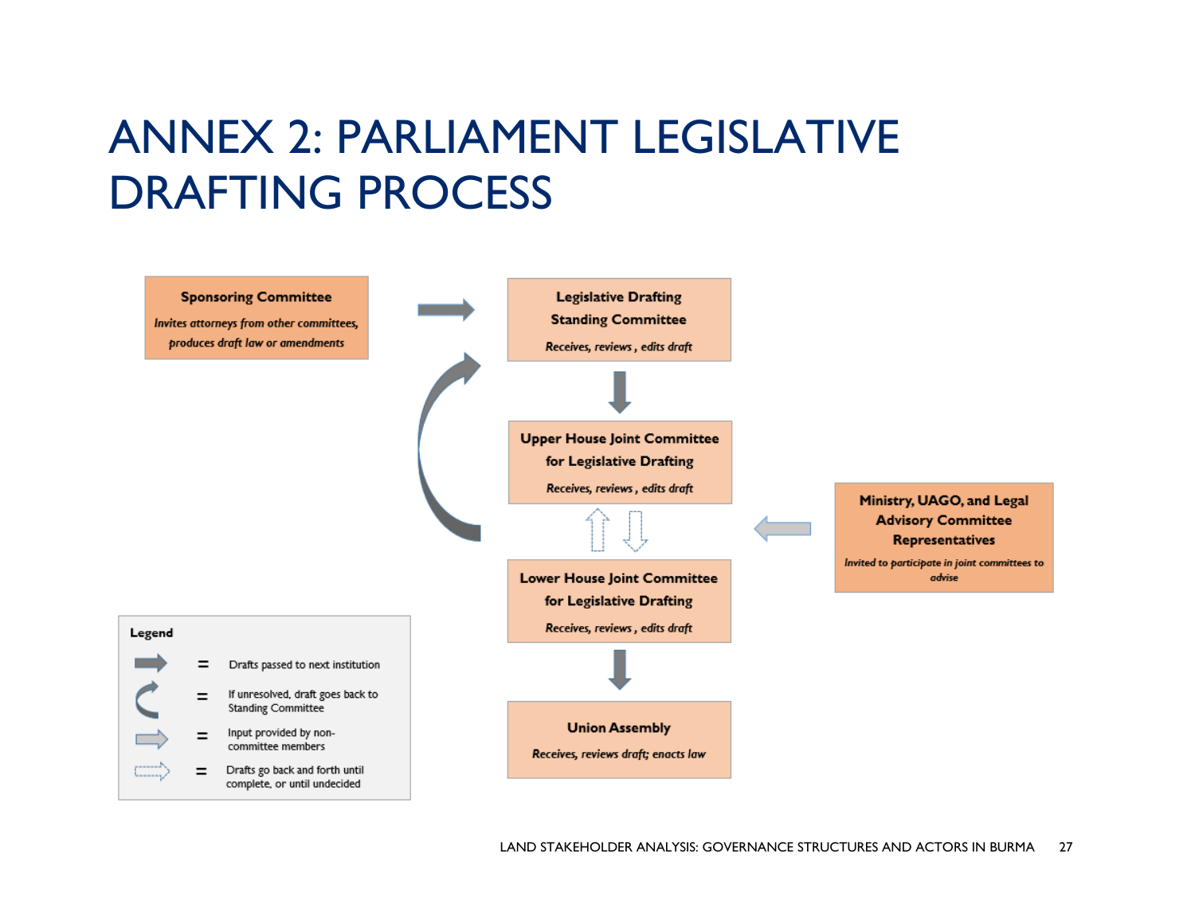# ANNEX 2: PARLIAMENT LEGISLATIVE DRAFTING PROCESS

**Sponsoring Committee**

*Invites attorneys from other committees, produces draft law or amendments*

**Legislative Drafting Standing Committee**

*Receives, reviews , edits draft*

**Upper House Joint Committee for Legislative Drafting**

*Receives, reviews , edits draft*

**Ministry, UAGO, and Legal Advisory Committee Representatives**

*Invited to participate in joint committees to advise*

**Lower House Joint Committee for Legislative Drafting**

*Receives, reviews , edits draft*

**Union Assembly**

*Receives, reviews draft; enacts law*

**Legend**

- = Drafts passed to next institution
- = If unresolved, draft goes back to Standing Committee
- = Input provided by non-committee members
- = Drafts go back and forth until complete, or until undecided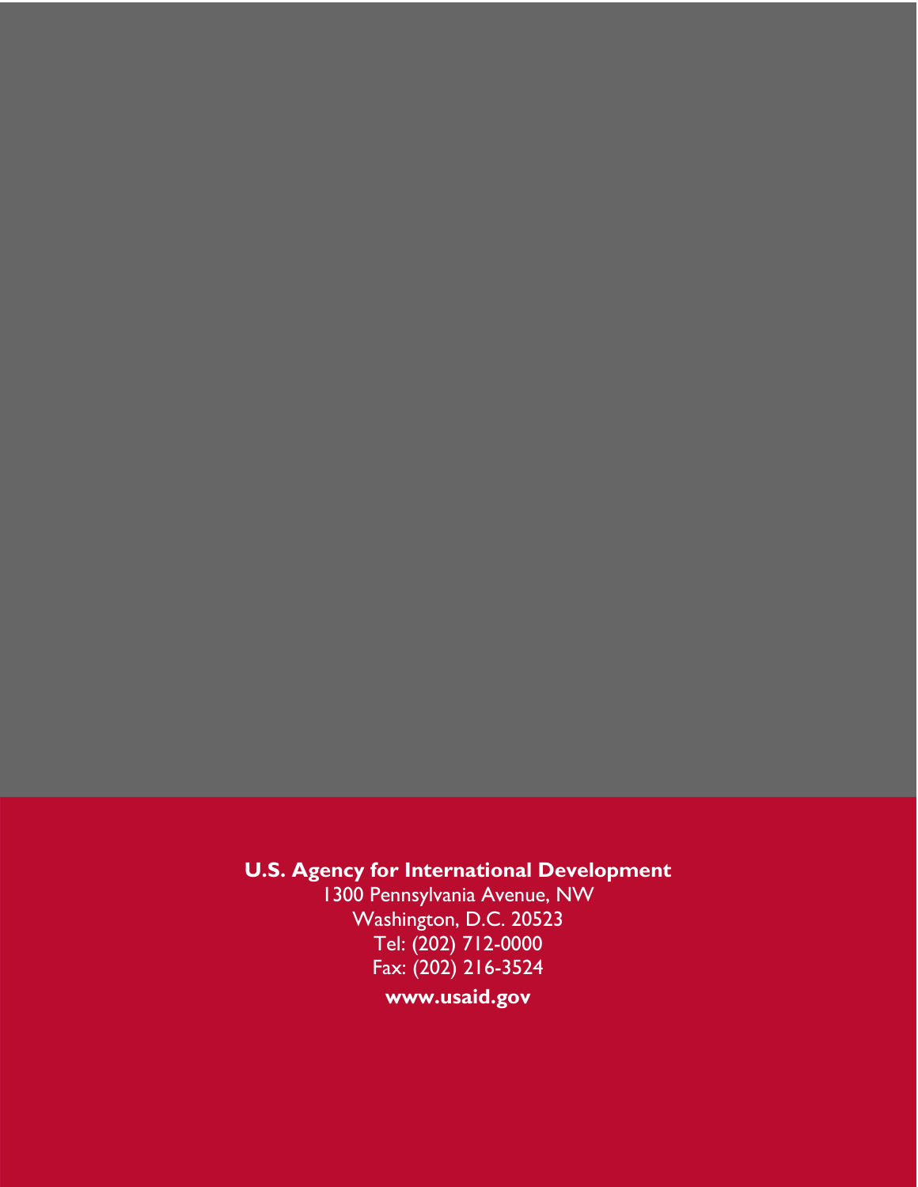**U.S. Agency for International Development**
1300 Pennsylvania Avenue, NW
Washington, D.C. 20523
Tel: (202) 712-0000
Fax: (202) 216-3524

**www.usaid.gov**